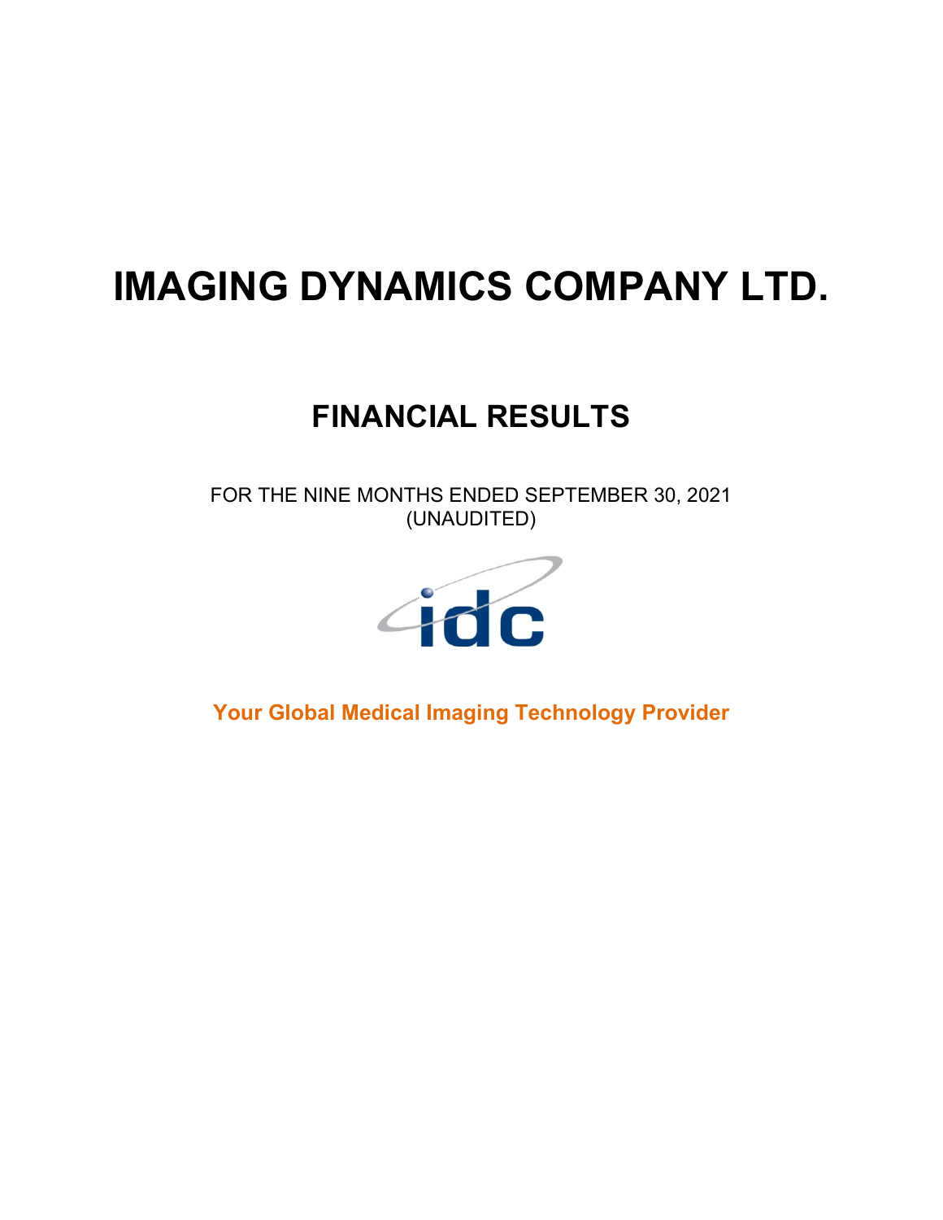# IMAGING DYNAMICS COMPANY LTD.

## FINANCIAL RESULTS

FOR THE NINE MONTHS ENDED SEPTEMBER 30, 2021
(UNAUDITED)

idc

**Your Global Medical Imaging Technology Provider**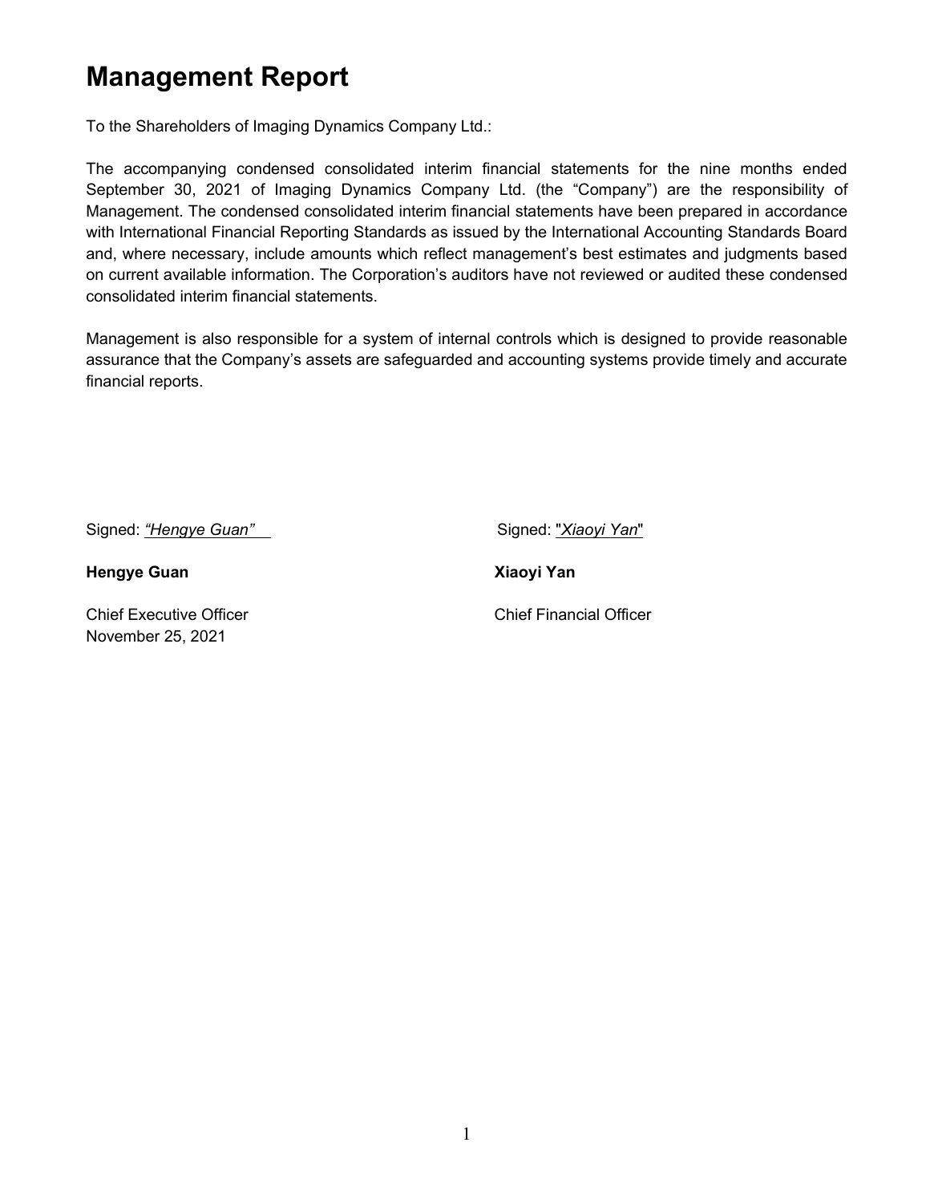# Management Report

To the Shareholders of Imaging Dynamics Company Ltd.:

The accompanying condensed consolidated interim financial statements for the nine months ended September 30, 2021 of Imaging Dynamics Company Ltd. (the "Company") are the responsibility of Management. The condensed consolidated interim financial statements have been prepared in accordance with International Financial Reporting Standards as issued by the International Accounting Standards Board and, where necessary, include amounts which reflect management's best estimates and judgments based on current available information. The Corporation's auditors have not reviewed or audited these condensed consolidated interim financial statements.

Management is also responsible for a system of internal controls which is designed to provide reasonable assurance that the Company's assets are safeguarded and accounting systems provide timely and accurate financial reports.

Signed: *"Hengye Guan"*

**Hengye Guan**

Chief Executive Officer
November 25, 2021

Signed: "*Xiaoyi Yan*"

**Xiaoyi Yan**

Chief Financial Officer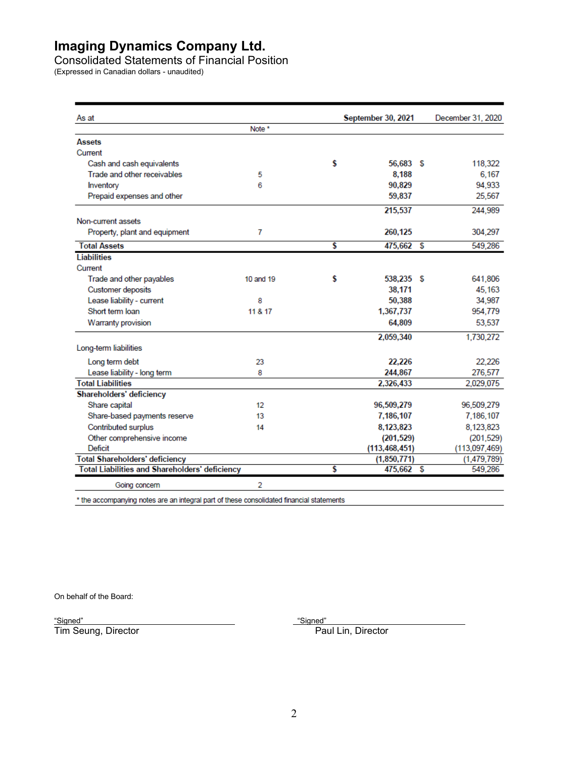# Imaging Dynamics Company Ltd.

Consolidated Statements of Financial Position

(Expressed in Canadian dollars - unaudited)

| As at | Note * | September 30, 2021 | December 31, 2020 |
|---|---|---|---|
| **Assets** | | | |
| Current | | | |
| Cash and cash equivalents | | $ 56,683 | $ 118,322 |
| Trade and other receivables | 5 | 8,188 | 6,167 |
| Inventory | 6 | 90,829 | 94,933 |
| Prepaid expenses and other | | 59,837 | 25,567 |
| | | 215,537 | 244,989 |
| Non-current assets | | | |
| Property, plant and equipment | 7 | 260,125 | 304,297 |
| **Total Assets** | | $ 475,662 | $ 549,286 |
| **Liabilities** | | | |
| Current | | | |
| Trade and other payables | 10 and 19 | $ 538,235 | $ 641,806 |
| Customer deposits | | 38,171 | 45,163 |
| Lease liability - current | 8 | 50,388 | 34,987 |
| Short term loan | 11 & 17 | 1,367,737 | 954,779 |
| Warranty provision | | 64,809 | 53,537 |
| | | 2,059,340 | 1,730,272 |
| Long-term liabilities | | | |
| Long term debt | 23 | 22,226 | 22,226 |
| Lease liability - long term | 8 | 244,867 | 276,577 |
| **Total Liabilities** | | 2,326,433 | 2,029,075 |
| **Shareholders' deficiency** | | | |
| Share capital | 12 | 96,509,279 | 96,509,279 |
| Share-based payments reserve | 13 | 7,186,107 | 7,186,107 |
| Contributed surplus | 14 | 8,123,823 | 8,123,823 |
| Other comprehensive income | | (201,529) | (201,529) |
| Deficit | | (113,468,451) | (113,097,469) |
| **Total Shareholders' deficiency** | | (1,850,771) | (1,479,789) |
| **Total Liabilities and Shareholders' deficiency** | | $ 475,662 | $ 549,286 |
| Going concern | 2 | | |

\* the accompanying notes are an integral part of these consolidated financial statements

On behalf of the Board:

"Signed"
Tim Seung, Director

"Signed"
Paul Lin, Director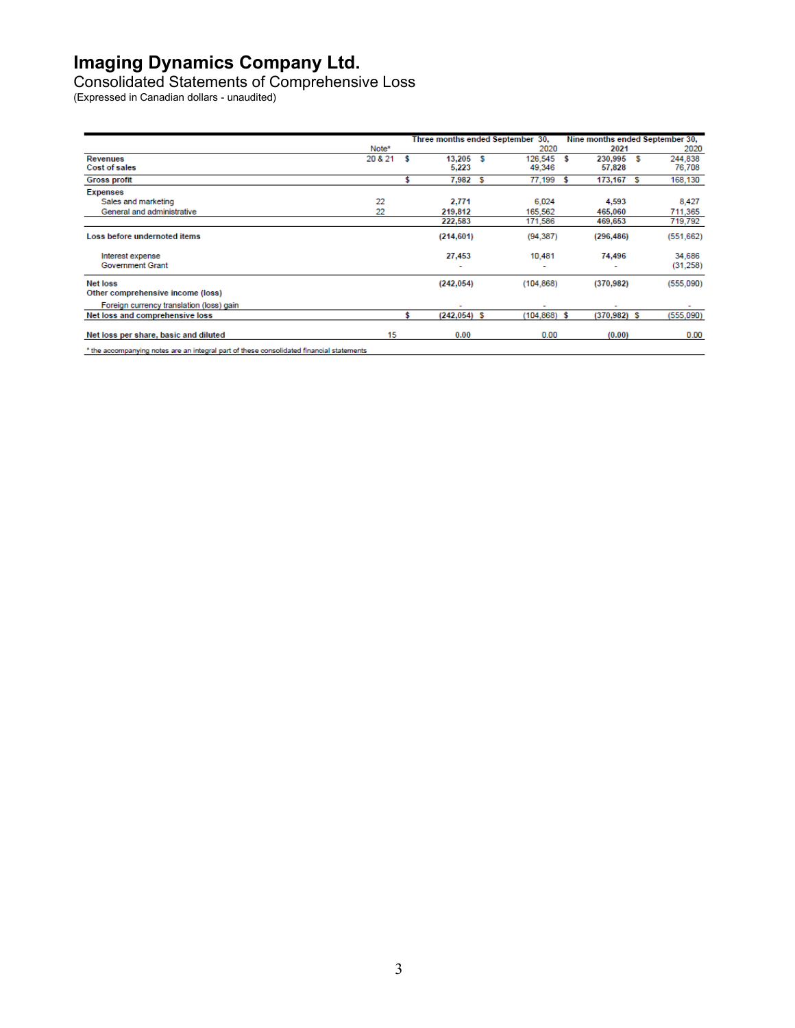# Imaging Dynamics Company Ltd.

Consolidated Statements of Comprehensive Loss

(Expressed in Canadian dollars - unaudited)

| | Note* | Three months ended September 30, | | Nine months ended September 30, | |
|---|---|---|---|---|---|
| | | | 2020 | 2021 | 2020 |
| **Revenues** | 20 & 21 | $ **13,205** | $ 126,545 | $ **230,995** | $ 244,838 |
| **Cost of sales** | | **5,223** | 49,346 | **57,828** | 76,708 |
| **Gross profit** | | $ **7,982** | $ 77,199 | $ **173,167** | $ 168,130 |
| **Expenses** | | | | | |
| Sales and marketing | 22 | **2,771** | 6,024 | **4,593** | 8,427 |
| General and administrative | 22 | **219,812** | 165,562 | **465,060** | 711,365 |
| | | **222,583** | 171,586 | **469,653** | 719,792 |
| **Loss before undernoted items** | | **(214,601)** | (94,387) | **(296,486)** | (551,662) |
| Interest expense | | **27,453** | 10,481 | **74,496** | 34,686 |
| Government Grant | | - | - | - | (31,258) |
| **Net loss** | | **(242,054)** | (104,868) | **(370,982)** | (555,090) |
| **Other comprehensive income (loss)** | | | | | |
| Foreign currency translation (loss) gain | | - | - | - | - |
| **Net loss and comprehensive loss** | | $ **(242,054)** | $ (104,868) | $ **(370,982)** | $ (555,090) |
| **Net loss per share, basic and diluted** | 15 | **0.00** | 0.00 | **(0.00)** | 0.00 |

* the accompanying notes are an integral part of these consolidated financial statements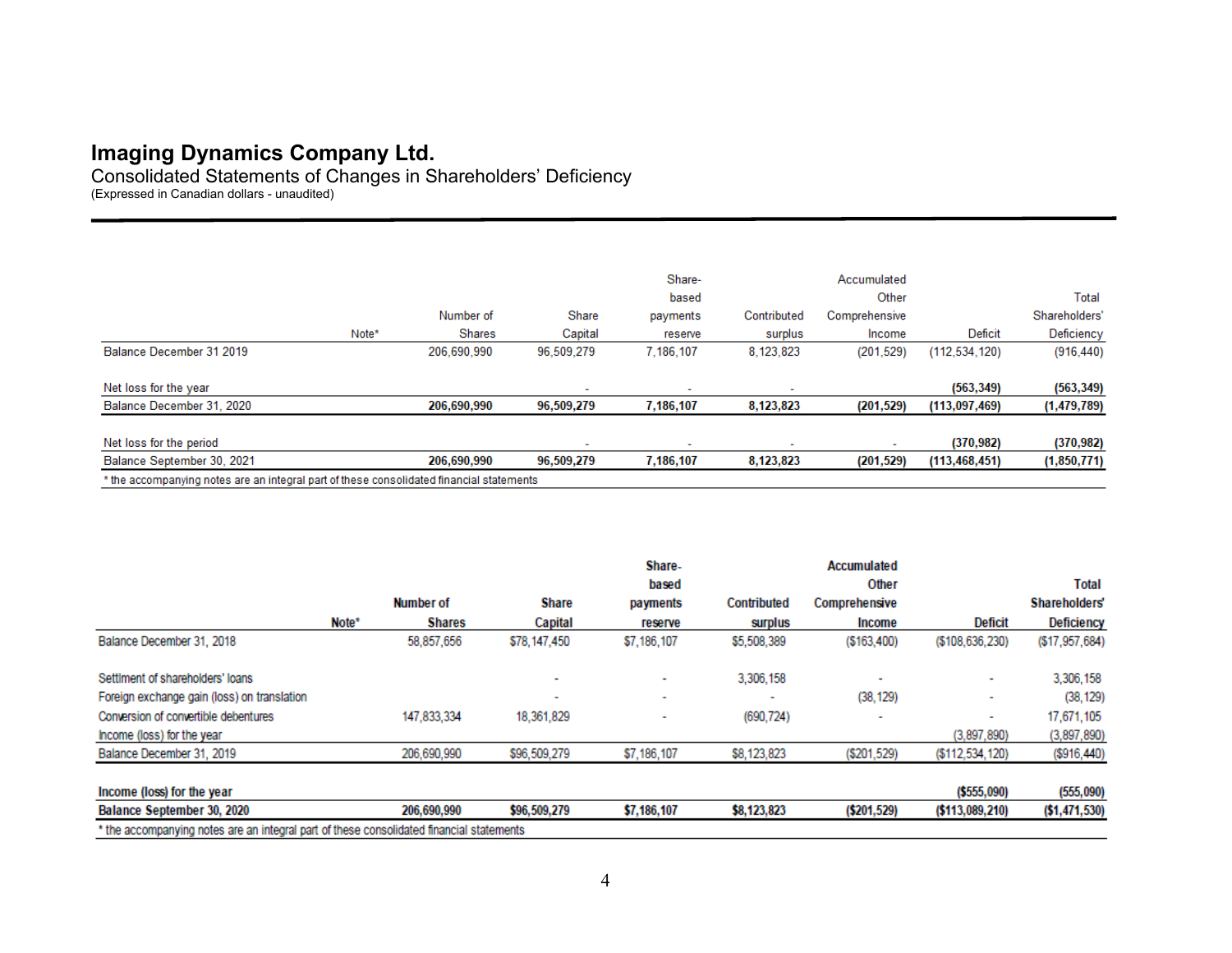# Imaging Dynamics Company Ltd.

Consolidated Statements of Changes in Shareholders' Deficiency

(Expressed in Canadian dollars - unaudited)

| | Note* | Number of Shares | Share Capital | Share-based payments reserve | Contributed surplus | Accumulated Other Comprehensive Income | Deficit | Total Shareholders' Deficiency |
|---|---|---|---|---|---|---|---|---|
| Balance December 31 2019 | | 206,690,990 | 96,509,279 | 7,186,107 | 8,123,823 | (201,529) | (112,534,120) | (916,440) |
| | | | | | | | | |
| Net loss for the year | | | - | - | - | | (563,349) | (563,349) |
| **Balance December 31, 2020** | | **206,690,990** | **96,509,279** | **7,186,107** | **8,123,823** | **(201,529)** | **(113,097,469)** | **(1,479,789)** |
| | | | | | | | | |
| Net loss for the period | | | - | - | - | - | (370,982) | (370,982) |
| **Balance September 30, 2021** | | **206,690,990** | **96,509,279** | **7,186,107** | **8,123,823** | **(201,529)** | **(113,468,451)** | **(1,850,771)** |

\* the accompanying notes are an integral part of these consolidated financial statements

| | Note* | Number of Shares | Share Capital | Share-based payments reserve | Contributed surplus | Accumulated Other Comprehensive Income | Deficit | Total Shareholders' Deficiency |
|---|---|---|---|---|---|---|---|---|
| Balance December 31, 2018 | | 58,857,656 | $78,147,450 | $7,186,107 | $5,508,389 | ($163,400) | ($108,636,230) | ($17,957,684) |
| | | | | | | | | |
| Settlment of shareholders' loans | | | - | - | 3,306,158 | - | - | 3,306,158 |
| Foreign exchange gain (loss) on translation | | | - | - | - | (38,129) | - | (38,129) |
| Conversion of convertible debentures | | 147,833,334 | 18,361,829 | - | (690,724) | - | - | 17,671,105 |
| Income (loss) for the year | | | | | | | (3,897,890) | (3,897,890) |
| Balance December 31, 2019 | | 206,690,990 | $96,509,279 | $7,186,107 | $8,123,823 | ($201,529) | ($112,534,120) | ($916,440) |
| | | | | | | | | |
| **Income (loss) for the year** | | | | | | | **($555,090)** | **(555,090)** |
| **Balance September 30, 2020** | | **206,690,990** | **$96,509,279** | **$7,186,107** | **$8,123,823** | **($201,529)** | **($113,089,210)** | **($1,471,530)** |

\* the accompanying notes are an integral part of these consolidated financial statements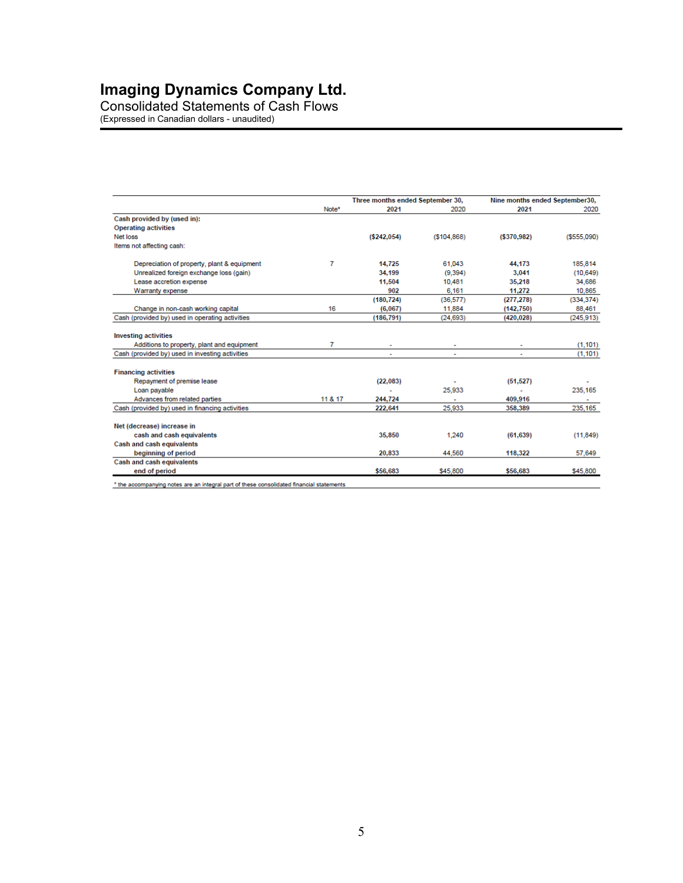# Imaging Dynamics Company Ltd.

Consolidated Statements of Cash Flows

(Expressed in Canadian dollars - unaudited)

| | Note* | Three months ended September 30, 2021 | 2020 | Nine months ended September30, 2021 | 2020 |
|---|---|---|---|---|---|
| **Cash provided by (used in):** | | | | | |
| **Operating activities** | | | | | |
| Net loss | | **($242,054)** | ($104,868) | **($370,982)** | ($555,090) |
| Items not affecting cash: | | | | | |
| Depreciation of property, plant & equipment | 7 | **14,725** | 61,043 | **44,173** | 185,814 |
| Unrealized foreign exchange loss (gain) | | **34,199** | (9,394) | **3,041** | (10,649) |
| Lease accretion expense | | **11,504** | 10,481 | **35,218** | 34,686 |
| Warranty expense | | **902** | 6,161 | **11,272** | 10,865 |
| | | **(180,724)** | (36,577) | **(277,278)** | (334,374) |
| Change in non-cash working capital | 16 | **(6,067)** | 11,884 | **(142,750)** | 88,461 |
| Cash (provided by) used in operating activities | | **(186,791)** | (24,693) | **(420,028)** | (245,913) |
| **Investing activities** | | | | | |
| Additions to property, plant and equipment | 7 | - | - | - | (1,101) |
| Cash (provided by) used in investing activities | | - | - | - | (1,101) |
| **Financing activities** | | | | | |
| Repayment of premise lease | | **(22,083)** | - | **(51,527)** | - |
| Loan payable | | - | 25,933 | - | 235,165 |
| Advances from related parties | 11 & 17 | **244,724** | - | **409,916** | - |
| Cash (provided by) used in financing activities | | **222,641** | 25,933 | **358,389** | 235,165 |
| **Net (decrease) increase in cash and cash equivalents** | | **35,850** | 1,240 | **(61,639)** | (11,849) |
| **Cash and cash equivalents beginning of period** | | **20,833** | 44,560 | **118,322** | 57,649 |
| **Cash and cash equivalents end of period** | | **$56,683** | $45,800 | **$56,683** | $45,800 |

* the accompanying notes are an integral part of these consolidated financial statements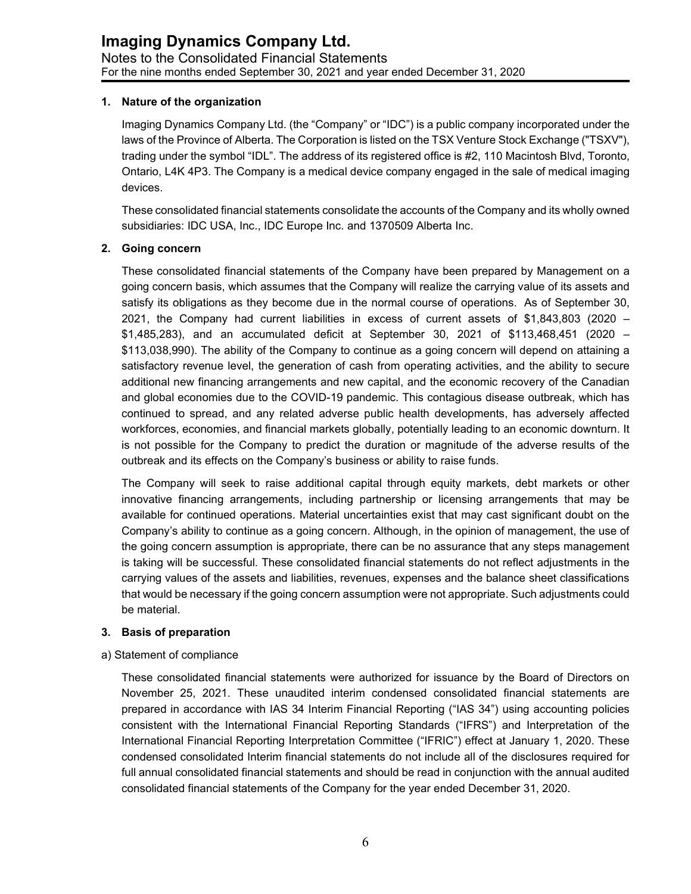## 1. Nature of the organization

Imaging Dynamics Company Ltd. (the "Company" or "IDC") is a public company incorporated under the laws of the Province of Alberta. The Corporation is listed on the TSX Venture Stock Exchange ("TSXV"), trading under the symbol "IDL". The address of its registered office is #2, 110 Macintosh Blvd, Toronto, Ontario, L4K 4P3. The Company is a medical device company engaged in the sale of medical imaging devices.

These consolidated financial statements consolidate the accounts of the Company and its wholly owned subsidiaries: IDC USA, Inc., IDC Europe Inc. and 1370509 Alberta Inc.

## 2. Going concern

These consolidated financial statements of the Company have been prepared by Management on a going concern basis, which assumes that the Company will realize the carrying value of its assets and satisfy its obligations as they become due in the normal course of operations. As of September 30, 2021, the Company had current liabilities in excess of current assets of $1,843,803 (2020 – $1,485,283), and an accumulated deficit at September 30, 2021 of $113,468,451 (2020 – $113,038,990). The ability of the Company to continue as a going concern will depend on attaining a satisfactory revenue level, the generation of cash from operating activities, and the ability to secure additional new financing arrangements and new capital, and the economic recovery of the Canadian and global economies due to the COVID-19 pandemic. This contagious disease outbreak, which has continued to spread, and any related adverse public health developments, has adversely affected workforces, economies, and financial markets globally, potentially leading to an economic downturn. It is not possible for the Company to predict the duration or magnitude of the adverse results of the outbreak and its effects on the Company's business or ability to raise funds.

The Company will seek to raise additional capital through equity markets, debt markets or other innovative financing arrangements, including partnership or licensing arrangements that may be available for continued operations. Material uncertainties exist that may cast significant doubt on the Company's ability to continue as a going concern. Although, in the opinion of management, the use of the going concern assumption is appropriate, there can be no assurance that any steps management is taking will be successful. These consolidated financial statements do not reflect adjustments in the carrying values of the assets and liabilities, revenues, expenses and the balance sheet classifications that would be necessary if the going concern assumption were not appropriate. Such adjustments could be material.

## 3. Basis of preparation

a) Statement of compliance

These consolidated financial statements were authorized for issuance by the Board of Directors on November 25, 2021. These unaudited interim condensed consolidated financial statements are prepared in accordance with IAS 34 Interim Financial Reporting ("IAS 34") using accounting policies consistent with the International Financial Reporting Standards ("IFRS") and Interpretation of the International Financial Reporting Interpretation Committee ("IFRIC") effect at January 1, 2020. These condensed consolidated Interim financial statements do not include all of the disclosures required for full annual consolidated financial statements and should be read in conjunction with the annual audited consolidated financial statements of the Company for the year ended December 31, 2020.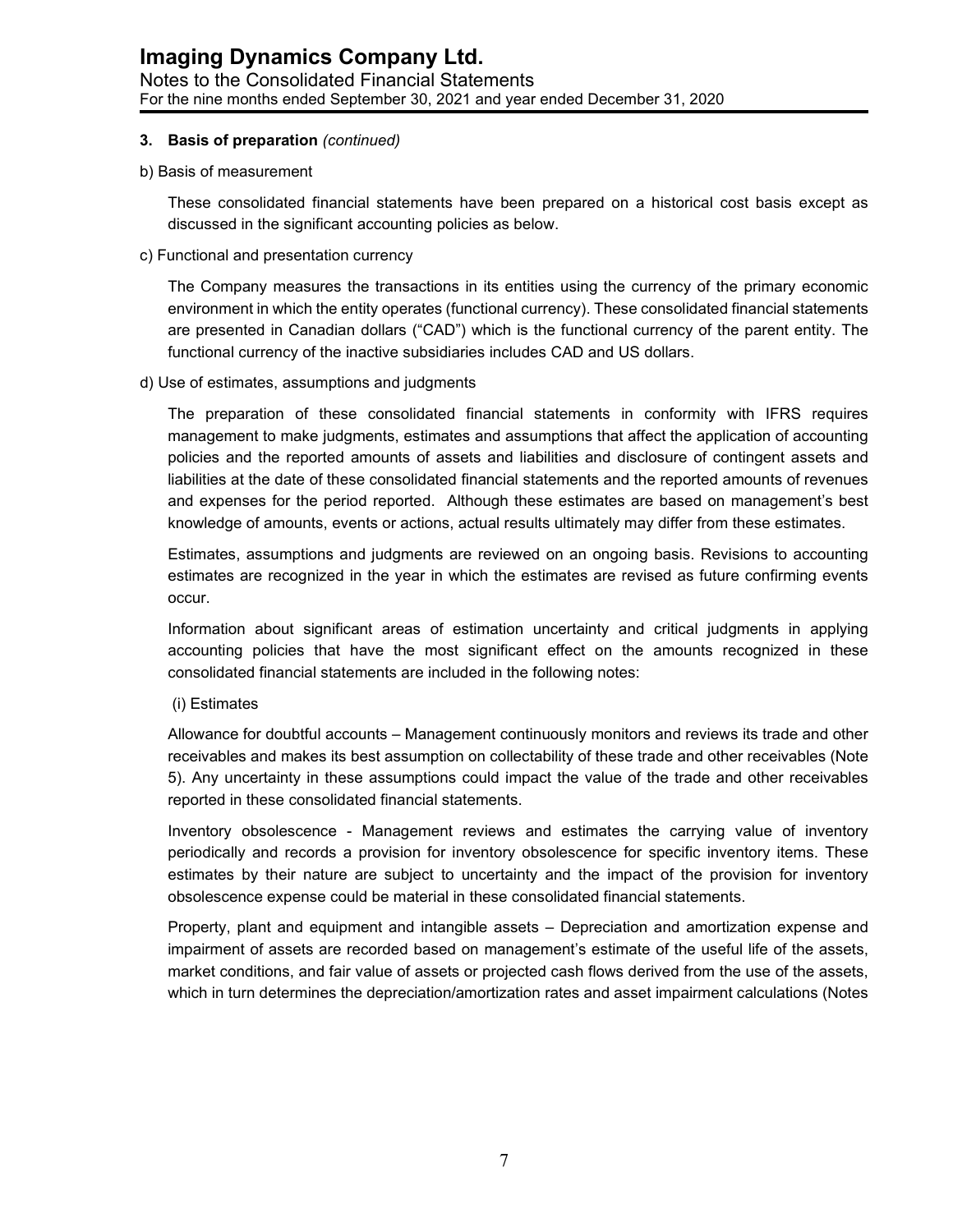**3. Basis of preparation** *(continued)*

b) Basis of measurement

These consolidated financial statements have been prepared on a historical cost basis except as discussed in the significant accounting policies as below.

c) Functional and presentation currency

The Company measures the transactions in its entities using the currency of the primary economic environment in which the entity operates (functional currency). These consolidated financial statements are presented in Canadian dollars ("CAD") which is the functional currency of the parent entity. The functional currency of the inactive subsidiaries includes CAD and US dollars.

d) Use of estimates, assumptions and judgments

The preparation of these consolidated financial statements in conformity with IFRS requires management to make judgments, estimates and assumptions that affect the application of accounting policies and the reported amounts of assets and liabilities and disclosure of contingent assets and liabilities at the date of these consolidated financial statements and the reported amounts of revenues and expenses for the period reported. Although these estimates are based on management's best knowledge of amounts, events or actions, actual results ultimately may differ from these estimates.

Estimates, assumptions and judgments are reviewed on an ongoing basis. Revisions to accounting estimates are recognized in the year in which the estimates are revised as future confirming events occur.

Information about significant areas of estimation uncertainty and critical judgments in applying accounting policies that have the most significant effect on the amounts recognized in these consolidated financial statements are included in the following notes:

(i) Estimates

Allowance for doubtful accounts – Management continuously monitors and reviews its trade and other receivables and makes its best assumption on collectability of these trade and other receivables (Note 5). Any uncertainty in these assumptions could impact the value of the trade and other receivables reported in these consolidated financial statements.

Inventory obsolescence - Management reviews and estimates the carrying value of inventory periodically and records a provision for inventory obsolescence for specific inventory items. These estimates by their nature are subject to uncertainty and the impact of the provision for inventory obsolescence expense could be material in these consolidated financial statements.

Property, plant and equipment and intangible assets – Depreciation and amortization expense and impairment of assets are recorded based on management's estimate of the useful life of the assets, market conditions, and fair value of assets or projected cash flows derived from the use of the assets, which in turn determines the depreciation/amortization rates and asset impairment calculations (Notes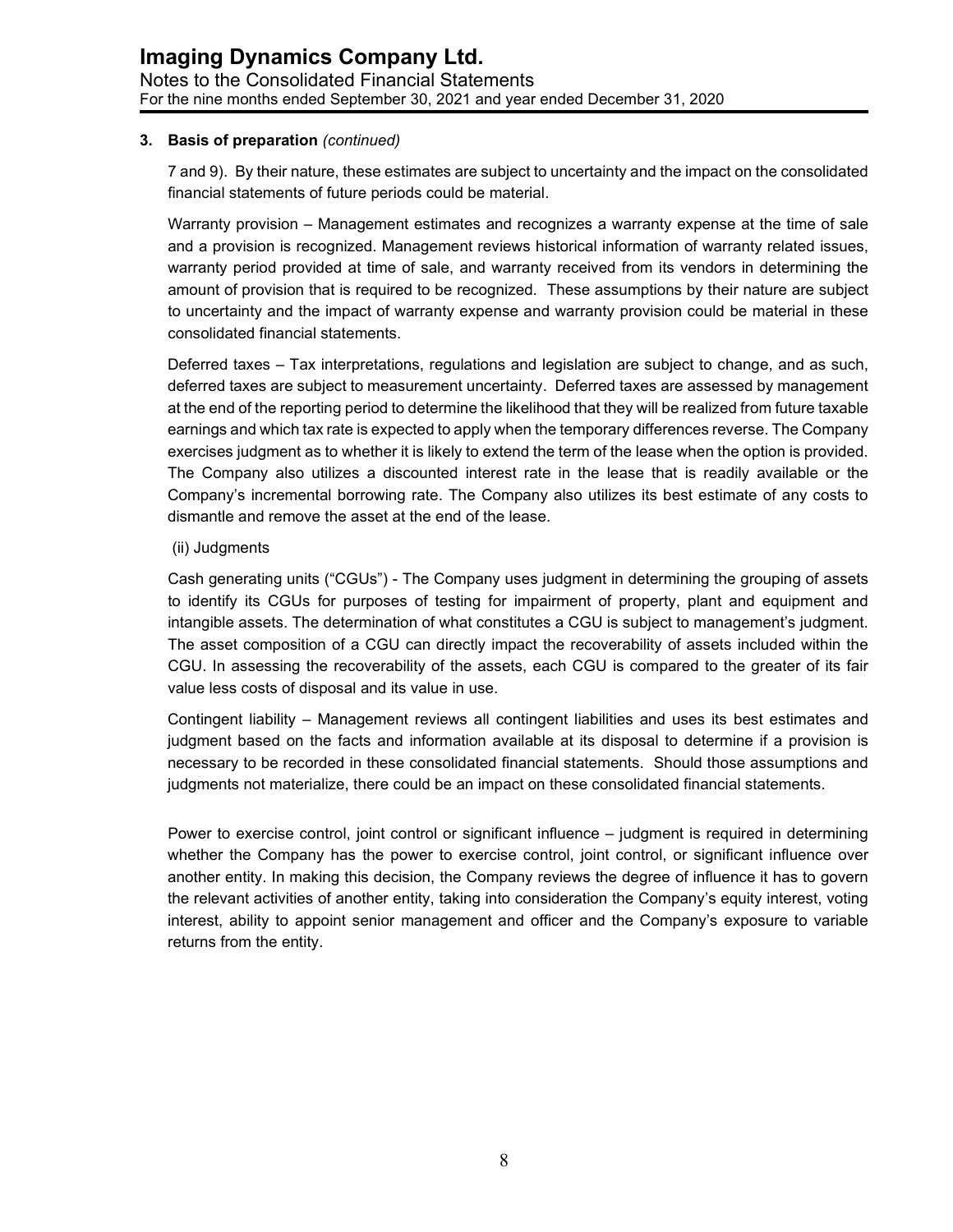## 3. Basis of preparation *(continued)*

7 and 9). By their nature, these estimates are subject to uncertainty and the impact on the consolidated financial statements of future periods could be material.

Warranty provision – Management estimates and recognizes a warranty expense at the time of sale and a provision is recognized. Management reviews historical information of warranty related issues, warranty period provided at time of sale, and warranty received from its vendors in determining the amount of provision that is required to be recognized. These assumptions by their nature are subject to uncertainty and the impact of warranty expense and warranty provision could be material in these consolidated financial statements.

Deferred taxes – Tax interpretations, regulations and legislation are subject to change, and as such, deferred taxes are subject to measurement uncertainty. Deferred taxes are assessed by management at the end of the reporting period to determine the likelihood that they will be realized from future taxable earnings and which tax rate is expected to apply when the temporary differences reverse. The Company exercises judgment as to whether it is likely to extend the term of the lease when the option is provided. The Company also utilizes a discounted interest rate in the lease that is readily available or the Company's incremental borrowing rate. The Company also utilizes its best estimate of any costs to dismantle and remove the asset at the end of the lease.

(ii) Judgments

Cash generating units ("CGUs") - The Company uses judgment in determining the grouping of assets to identify its CGUs for purposes of testing for impairment of property, plant and equipment and intangible assets. The determination of what constitutes a CGU is subject to management's judgment. The asset composition of a CGU can directly impact the recoverability of assets included within the CGU. In assessing the recoverability of the assets, each CGU is compared to the greater of its fair value less costs of disposal and its value in use.

Contingent liability – Management reviews all contingent liabilities and uses its best estimates and judgment based on the facts and information available at its disposal to determine if a provision is necessary to be recorded in these consolidated financial statements. Should those assumptions and judgments not materialize, there could be an impact on these consolidated financial statements.

Power to exercise control, joint control or significant influence – judgment is required in determining whether the Company has the power to exercise control, joint control, or significant influence over another entity. In making this decision, the Company reviews the degree of influence it has to govern the relevant activities of another entity, taking into consideration the Company's equity interest, voting interest, ability to appoint senior management and officer and the Company's exposure to variable returns from the entity.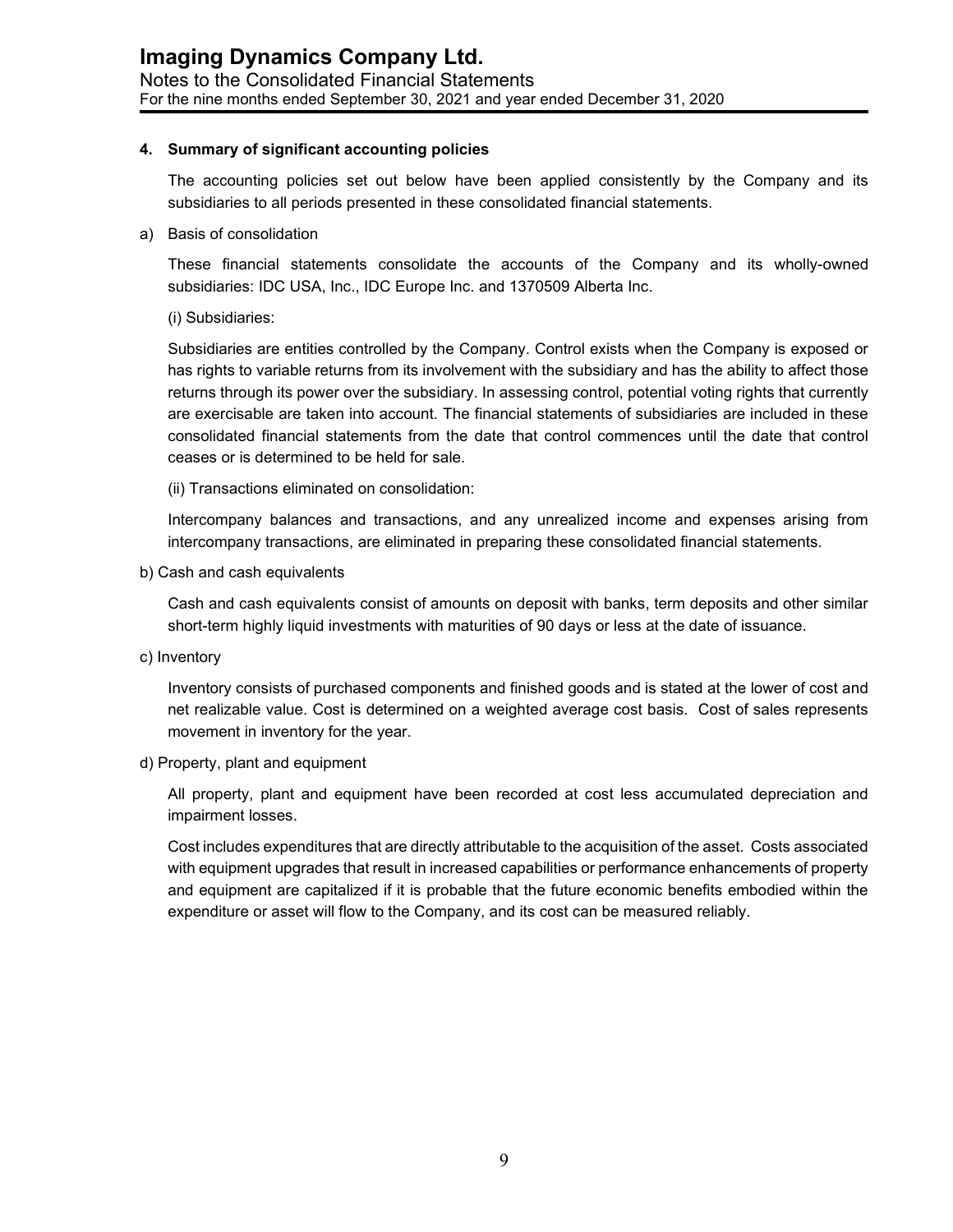## 4. Summary of significant accounting policies

The accounting policies set out below have been applied consistently by the Company and its subsidiaries to all periods presented in these consolidated financial statements.

a) Basis of consolidation

These financial statements consolidate the accounts of the Company and its wholly-owned subsidiaries: IDC USA, Inc., IDC Europe Inc. and 1370509 Alberta Inc.

(i) Subsidiaries:

Subsidiaries are entities controlled by the Company. Control exists when the Company is exposed or has rights to variable returns from its involvement with the subsidiary and has the ability to affect those returns through its power over the subsidiary. In assessing control, potential voting rights that currently are exercisable are taken into account. The financial statements of subsidiaries are included in these consolidated financial statements from the date that control commences until the date that control ceases or is determined to be held for sale.

(ii) Transactions eliminated on consolidation:

Intercompany balances and transactions, and any unrealized income and expenses arising from intercompany transactions, are eliminated in preparing these consolidated financial statements.

b) Cash and cash equivalents

Cash and cash equivalents consist of amounts on deposit with banks, term deposits and other similar short-term highly liquid investments with maturities of 90 days or less at the date of issuance.

c) Inventory

Inventory consists of purchased components and finished goods and is stated at the lower of cost and net realizable value. Cost is determined on a weighted average cost basis. Cost of sales represents movement in inventory for the year.

d) Property, plant and equipment

All property, plant and equipment have been recorded at cost less accumulated depreciation and impairment losses.

Cost includes expenditures that are directly attributable to the acquisition of the asset. Costs associated with equipment upgrades that result in increased capabilities or performance enhancements of property and equipment are capitalized if it is probable that the future economic benefits embodied within the expenditure or asset will flow to the Company, and its cost can be measured reliably.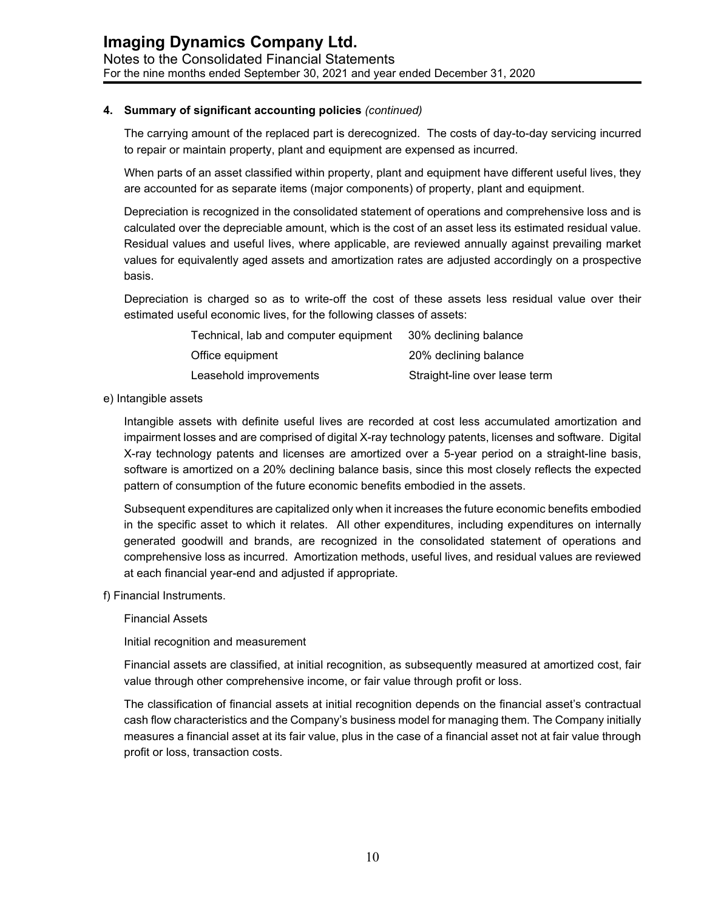**4. Summary of significant accounting policies** *(continued)*

The carrying amount of the replaced part is derecognized. The costs of day-to-day servicing incurred to repair or maintain property, plant and equipment are expensed as incurred.

When parts of an asset classified within property, plant and equipment have different useful lives, they are accounted for as separate items (major components) of property, plant and equipment.

Depreciation is recognized in the consolidated statement of operations and comprehensive loss and is calculated over the depreciable amount, which is the cost of an asset less its estimated residual value. Residual values and useful lives, where applicable, are reviewed annually against prevailing market values for equivalently aged assets and amortization rates are adjusted accordingly on a prospective basis.

Depreciation is charged so as to write-off the cost of these assets less residual value over their estimated useful economic lives, for the following classes of assets:

| | |
|---|---|
| Technical, lab and computer equipment | 30% declining balance |
| Office equipment | 20% declining balance |
| Leasehold improvements | Straight-line over lease term |

e) Intangible assets

Intangible assets with definite useful lives are recorded at cost less accumulated amortization and impairment losses and are comprised of digital X-ray technology patents, licenses and software. Digital X-ray technology patents and licenses are amortized over a 5-year period on a straight-line basis, software is amortized on a 20% declining balance basis, since this most closely reflects the expected pattern of consumption of the future economic benefits embodied in the assets.

Subsequent expenditures are capitalized only when it increases the future economic benefits embodied in the specific asset to which it relates. All other expenditures, including expenditures on internally generated goodwill and brands, are recognized in the consolidated statement of operations and comprehensive loss as incurred. Amortization methods, useful lives, and residual values are reviewed at each financial year-end and adjusted if appropriate.

f) Financial Instruments.

Financial Assets

Initial recognition and measurement

Financial assets are classified, at initial recognition, as subsequently measured at amortized cost, fair value through other comprehensive income, or fair value through profit or loss.

The classification of financial assets at initial recognition depends on the financial asset's contractual cash flow characteristics and the Company's business model for managing them. The Company initially measures a financial asset at its fair value, plus in the case of a financial asset not at fair value through profit or loss, transaction costs.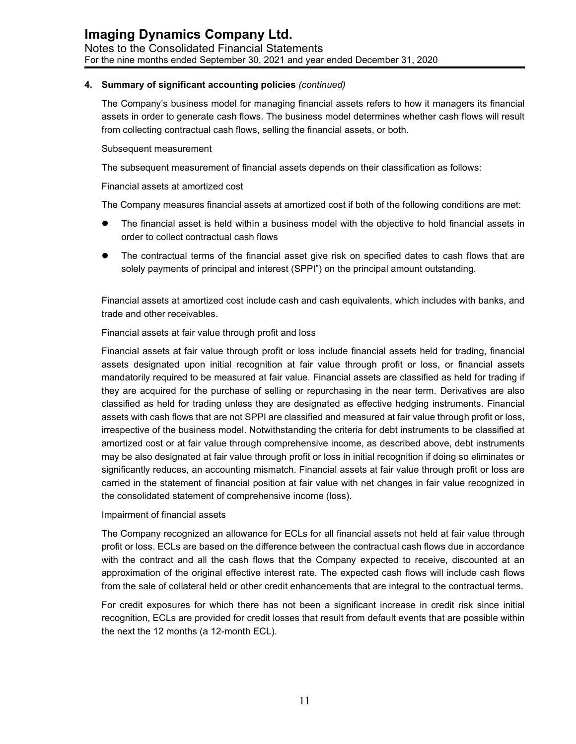**4. Summary of significant accounting policies** *(continued)*

The Company's business model for managing financial assets refers to how it managers its financial assets in order to generate cash flows. The business model determines whether cash flows will result from collecting contractual cash flows, selling the financial assets, or both.

Subsequent measurement

The subsequent measurement of financial assets depends on their classification as follows:

Financial assets at amortized cost

The Company measures financial assets at amortized cost if both of the following conditions are met:

- The financial asset is held within a business model with the objective to hold financial assets in order to collect contractual cash flows
- The contractual terms of the financial asset give risk on specified dates to cash flows that are solely payments of principal and interest (SPPI") on the principal amount outstanding.

Financial assets at amortized cost include cash and cash equivalents, which includes with banks, and trade and other receivables.

Financial assets at fair value through profit and loss

Financial assets at fair value through profit or loss include financial assets held for trading, financial assets designated upon initial recognition at fair value through profit or loss, or financial assets mandatorily required to be measured at fair value. Financial assets are classified as held for trading if they are acquired for the purchase of selling or repurchasing in the near term. Derivatives are also classified as held for trading unless they are designated as effective hedging instruments. Financial assets with cash flows that are not SPPI are classified and measured at fair value through profit or loss, irrespective of the business model. Notwithstanding the criteria for debt instruments to be classified at amortized cost or at fair value through comprehensive income, as described above, debt instruments may be also designated at fair value through profit or loss in initial recognition if doing so eliminates or significantly reduces, an accounting mismatch. Financial assets at fair value through profit or loss are carried in the statement of financial position at fair value with net changes in fair value recognized in the consolidated statement of comprehensive income (loss).

Impairment of financial assets

The Company recognized an allowance for ECLs for all financial assets not held at fair value through profit or loss. ECLs are based on the difference between the contractual cash flows due in accordance with the contract and all the cash flows that the Company expected to receive, discounted at an approximation of the original effective interest rate. The expected cash flows will include cash flows from the sale of collateral held or other credit enhancements that are integral to the contractual terms.

For credit exposures for which there has not been a significant increase in credit risk since initial recognition, ECLs are provided for credit losses that result from default events that are possible within the next the 12 months (a 12-month ECL).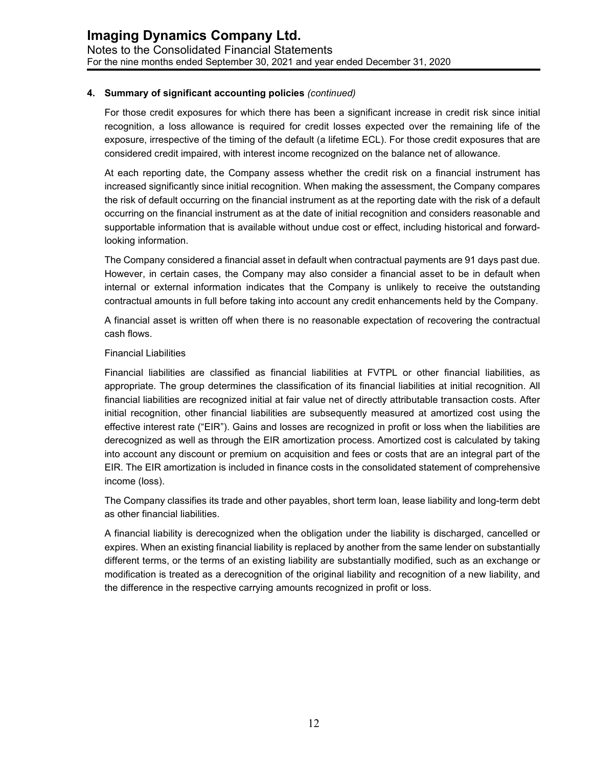## 4. Summary of significant accounting policies *(continued)*

For those credit exposures for which there has been a significant increase in credit risk since initial recognition, a loss allowance is required for credit losses expected over the remaining life of the exposure, irrespective of the timing of the default (a lifetime ECL). For those credit exposures that are considered credit impaired, with interest income recognized on the balance net of allowance.

At each reporting date, the Company assess whether the credit risk on a financial instrument has increased significantly since initial recognition. When making the assessment, the Company compares the risk of default occurring on the financial instrument as at the reporting date with the risk of a default occurring on the financial instrument as at the date of initial recognition and considers reasonable and supportable information that is available without undue cost or effect, including historical and forward-looking information.

The Company considered a financial asset in default when contractual payments are 91 days past due. However, in certain cases, the Company may also consider a financial asset to be in default when internal or external information indicates that the Company is unlikely to receive the outstanding contractual amounts in full before taking into account any credit enhancements held by the Company.

A financial asset is written off when there is no reasonable expectation of recovering the contractual cash flows.

Financial Liabilities

Financial liabilities are classified as financial liabilities at FVTPL or other financial liabilities, as appropriate. The group determines the classification of its financial liabilities at initial recognition. All financial liabilities are recognized initial at fair value net of directly attributable transaction costs. After initial recognition, other financial liabilities are subsequently measured at amortized cost using the effective interest rate ("EIR"). Gains and losses are recognized in profit or loss when the liabilities are derecognized as well as through the EIR amortization process. Amortized cost is calculated by taking into account any discount or premium on acquisition and fees or costs that are an integral part of the EIR. The EIR amortization is included in finance costs in the consolidated statement of comprehensive income (loss).

The Company classifies its trade and other payables, short term loan, lease liability and long-term debt as other financial liabilities.

A financial liability is derecognized when the obligation under the liability is discharged, cancelled or expires. When an existing financial liability is replaced by another from the same lender on substantially different terms, or the terms of an existing liability are substantially modified, such as an exchange or modification is treated as a derecognition of the original liability and recognition of a new liability, and the difference in the respective carrying amounts recognized in profit or loss.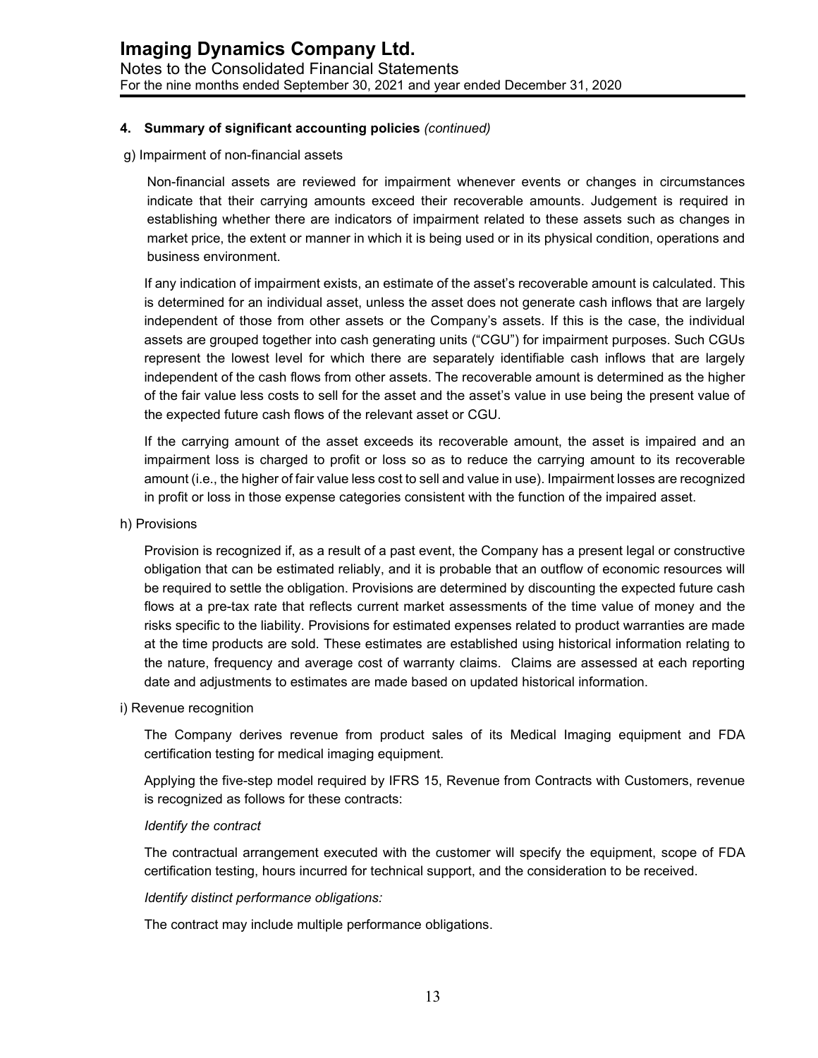## 4. Summary of significant accounting policies *(continued)*

g) Impairment of non-financial assets

Non-financial assets are reviewed for impairment whenever events or changes in circumstances indicate that their carrying amounts exceed their recoverable amounts. Judgement is required in establishing whether there are indicators of impairment related to these assets such as changes in market price, the extent or manner in which it is being used or in its physical condition, operations and business environment.

If any indication of impairment exists, an estimate of the asset's recoverable amount is calculated. This is determined for an individual asset, unless the asset does not generate cash inflows that are largely independent of those from other assets or the Company's assets. If this is the case, the individual assets are grouped together into cash generating units ("CGU") for impairment purposes. Such CGUs represent the lowest level for which there are separately identifiable cash inflows that are largely independent of the cash flows from other assets. The recoverable amount is determined as the higher of the fair value less costs to sell for the asset and the asset's value in use being the present value of the expected future cash flows of the relevant asset or CGU.

If the carrying amount of the asset exceeds its recoverable amount, the asset is impaired and an impairment loss is charged to profit or loss so as to reduce the carrying amount to its recoverable amount (i.e., the higher of fair value less cost to sell and value in use). Impairment losses are recognized in profit or loss in those expense categories consistent with the function of the impaired asset.

h) Provisions

Provision is recognized if, as a result of a past event, the Company has a present legal or constructive obligation that can be estimated reliably, and it is probable that an outflow of economic resources will be required to settle the obligation. Provisions are determined by discounting the expected future cash flows at a pre-tax rate that reflects current market assessments of the time value of money and the risks specific to the liability. Provisions for estimated expenses related to product warranties are made at the time products are sold. These estimates are established using historical information relating to the nature, frequency and average cost of warranty claims. Claims are assessed at each reporting date and adjustments to estimates are made based on updated historical information.

i) Revenue recognition

The Company derives revenue from product sales of its Medical Imaging equipment and FDA certification testing for medical imaging equipment.

Applying the five-step model required by IFRS 15, Revenue from Contracts with Customers, revenue is recognized as follows for these contracts:

*Identify the contract*

The contractual arrangement executed with the customer will specify the equipment, scope of FDA certification testing, hours incurred for technical support, and the consideration to be received.

*Identify distinct performance obligations:*

The contract may include multiple performance obligations.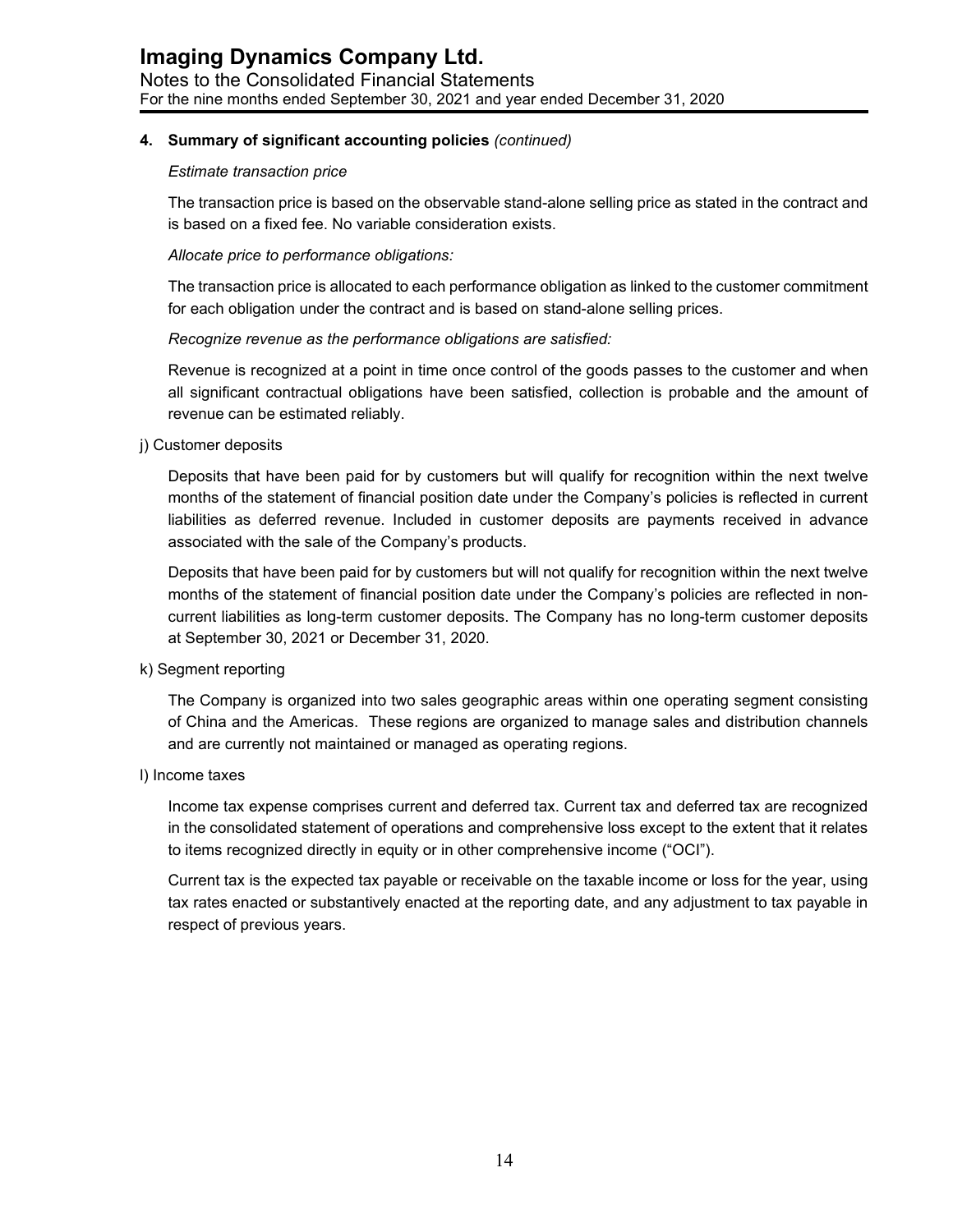**4. Summary of significant accounting policies** *(continued)*

*Estimate transaction price*

The transaction price is based on the observable stand-alone selling price as stated in the contract and is based on a fixed fee. No variable consideration exists.

*Allocate price to performance obligations:*

The transaction price is allocated to each performance obligation as linked to the customer commitment for each obligation under the contract and is based on stand-alone selling prices.

*Recognize revenue as the performance obligations are satisfied:*

Revenue is recognized at a point in time once control of the goods passes to the customer and when all significant contractual obligations have been satisfied, collection is probable and the amount of revenue can be estimated reliably.

j) Customer deposits

Deposits that have been paid for by customers but will qualify for recognition within the next twelve months of the statement of financial position date under the Company's policies is reflected in current liabilities as deferred revenue. Included in customer deposits are payments received in advance associated with the sale of the Company's products.

Deposits that have been paid for by customers but will not qualify for recognition within the next twelve months of the statement of financial position date under the Company's policies are reflected in non-current liabilities as long-term customer deposits. The Company has no long-term customer deposits at September 30, 2021 or December 31, 2020.

k) Segment reporting

The Company is organized into two sales geographic areas within one operating segment consisting of China and the Americas. These regions are organized to manage sales and distribution channels and are currently not maintained or managed as operating regions.

l) Income taxes

Income tax expense comprises current and deferred tax. Current tax and deferred tax are recognized in the consolidated statement of operations and comprehensive loss except to the extent that it relates to items recognized directly in equity or in other comprehensive income ("OCI").

Current tax is the expected tax payable or receivable on the taxable income or loss for the year, using tax rates enacted or substantively enacted at the reporting date, and any adjustment to tax payable in respect of previous years.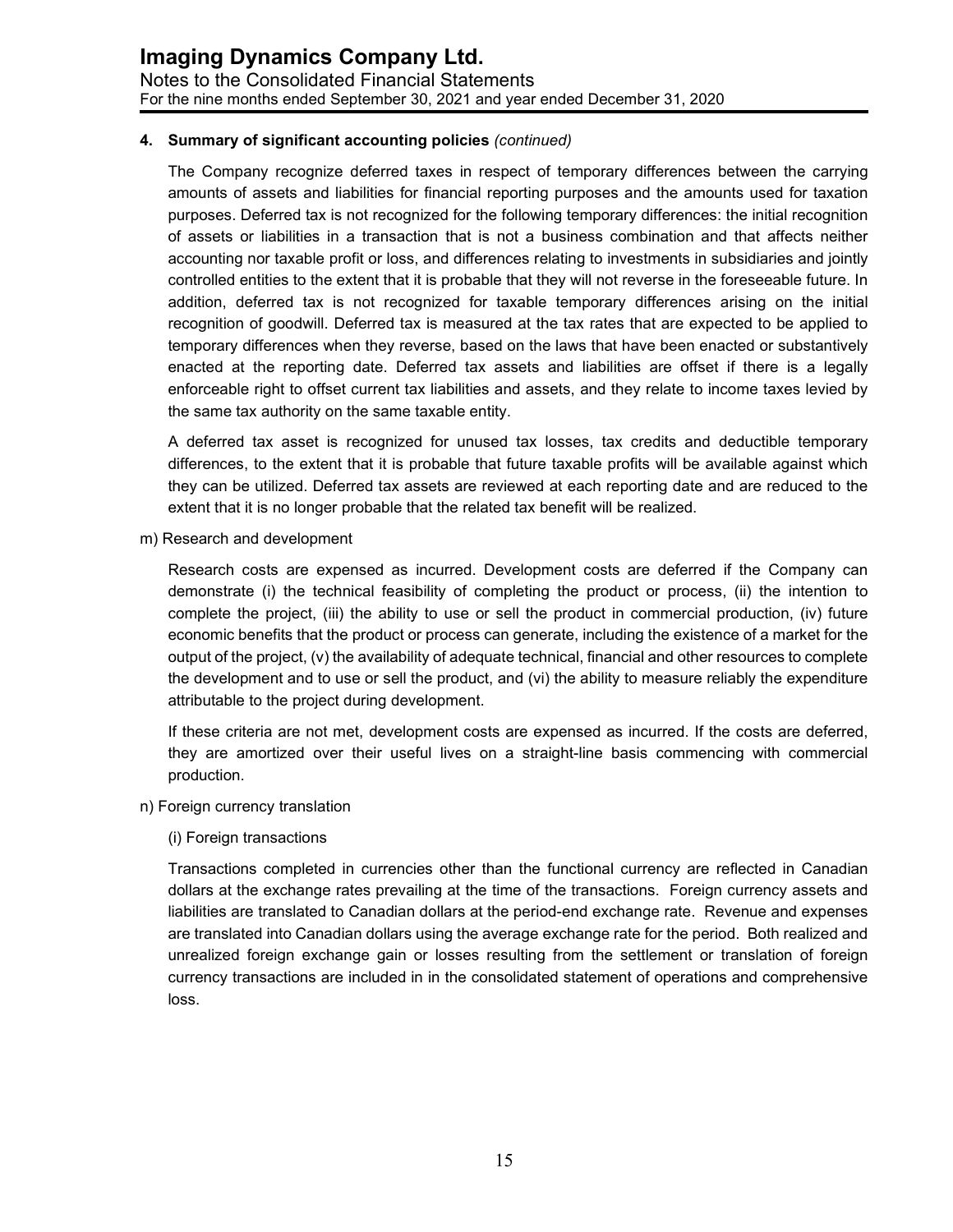**4. Summary of significant accounting policies** *(continued)*

The Company recognize deferred taxes in respect of temporary differences between the carrying amounts of assets and liabilities for financial reporting purposes and the amounts used for taxation purposes. Deferred tax is not recognized for the following temporary differences: the initial recognition of assets or liabilities in a transaction that is not a business combination and that affects neither accounting nor taxable profit or loss, and differences relating to investments in subsidiaries and jointly controlled entities to the extent that it is probable that they will not reverse in the foreseeable future. In addition, deferred tax is not recognized for taxable temporary differences arising on the initial recognition of goodwill. Deferred tax is measured at the tax rates that are expected to be applied to temporary differences when they reverse, based on the laws that have been enacted or substantively enacted at the reporting date. Deferred tax assets and liabilities are offset if there is a legally enforceable right to offset current tax liabilities and assets, and they relate to income taxes levied by the same tax authority on the same taxable entity.

A deferred tax asset is recognized for unused tax losses, tax credits and deductible temporary differences, to the extent that it is probable that future taxable profits will be available against which they can be utilized. Deferred tax assets are reviewed at each reporting date and are reduced to the extent that it is no longer probable that the related tax benefit will be realized.

m) Research and development

Research costs are expensed as incurred. Development costs are deferred if the Company can demonstrate (i) the technical feasibility of completing the product or process, (ii) the intention to complete the project, (iii) the ability to use or sell the product in commercial production, (iv) future economic benefits that the product or process can generate, including the existence of a market for the output of the project, (v) the availability of adequate technical, financial and other resources to complete the development and to use or sell the product, and (vi) the ability to measure reliably the expenditure attributable to the project during development.

If these criteria are not met, development costs are expensed as incurred. If the costs are deferred, they are amortized over their useful lives on a straight-line basis commencing with commercial production.

n) Foreign currency translation

(i) Foreign transactions

Transactions completed in currencies other than the functional currency are reflected in Canadian dollars at the exchange rates prevailing at the time of the transactions. Foreign currency assets and liabilities are translated to Canadian dollars at the period-end exchange rate. Revenue and expenses are translated into Canadian dollars using the average exchange rate for the period. Both realized and unrealized foreign exchange gain or losses resulting from the settlement or translation of foreign currency transactions are included in in the consolidated statement of operations and comprehensive loss.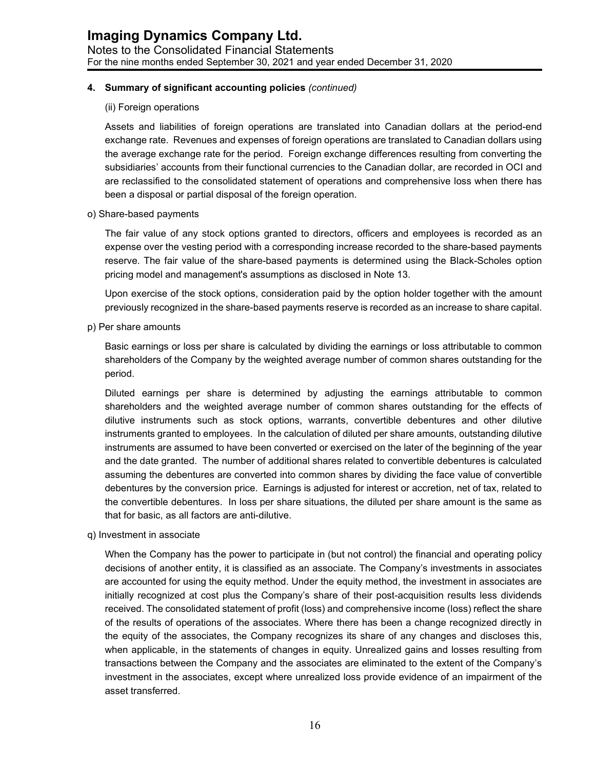## 4. Summary of significant accounting policies *(continued)*

(ii) Foreign operations

Assets and liabilities of foreign operations are translated into Canadian dollars at the period-end exchange rate. Revenues and expenses of foreign operations are translated to Canadian dollars using the average exchange rate for the period. Foreign exchange differences resulting from converting the subsidiaries' accounts from their functional currencies to the Canadian dollar, are recorded in OCI and are reclassified to the consolidated statement of operations and comprehensive loss when there has been a disposal or partial disposal of the foreign operation.

o) Share-based payments

The fair value of any stock options granted to directors, officers and employees is recorded as an expense over the vesting period with a corresponding increase recorded to the share-based payments reserve. The fair value of the share-based payments is determined using the Black-Scholes option pricing model and management's assumptions as disclosed in Note 13.

Upon exercise of the stock options, consideration paid by the option holder together with the amount previously recognized in the share-based payments reserve is recorded as an increase to share capital.

p) Per share amounts

Basic earnings or loss per share is calculated by dividing the earnings or loss attributable to common shareholders of the Company by the weighted average number of common shares outstanding for the period.

Diluted earnings per share is determined by adjusting the earnings attributable to common shareholders and the weighted average number of common shares outstanding for the effects of dilutive instruments such as stock options, warrants, convertible debentures and other dilutive instruments granted to employees. In the calculation of diluted per share amounts, outstanding dilutive instruments are assumed to have been converted or exercised on the later of the beginning of the year and the date granted. The number of additional shares related to convertible debentures is calculated assuming the debentures are converted into common shares by dividing the face value of convertible debentures by the conversion price. Earnings is adjusted for interest or accretion, net of tax, related to the convertible debentures. In loss per share situations, the diluted per share amount is the same as that for basic, as all factors are anti-dilutive.

q) Investment in associate

When the Company has the power to participate in (but not control) the financial and operating policy decisions of another entity, it is classified as an associate. The Company's investments in associates are accounted for using the equity method. Under the equity method, the investment in associates are initially recognized at cost plus the Company's share of their post-acquisition results less dividends received. The consolidated statement of profit (loss) and comprehensive income (loss) reflect the share of the results of operations of the associates. Where there has been a change recognized directly in the equity of the associates, the Company recognizes its share of any changes and discloses this, when applicable, in the statements of changes in equity. Unrealized gains and losses resulting from transactions between the Company and the associates are eliminated to the extent of the Company's investment in the associates, except where unrealized loss provide evidence of an impairment of the asset transferred.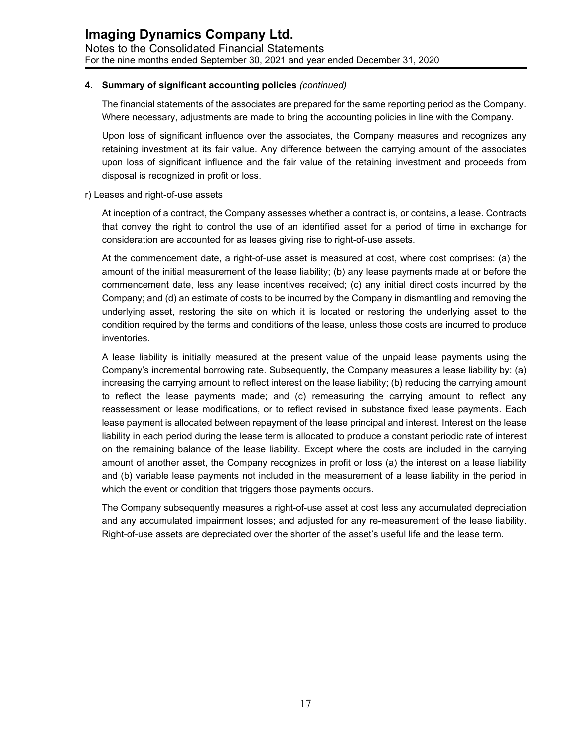## 4. Summary of significant accounting policies *(continued)*

The financial statements of the associates are prepared for the same reporting period as the Company. Where necessary, adjustments are made to bring the accounting policies in line with the Company.

Upon loss of significant influence over the associates, the Company measures and recognizes any retaining investment at its fair value. Any difference between the carrying amount of the associates upon loss of significant influence and the fair value of the retaining investment and proceeds from disposal is recognized in profit or loss.

r) Leases and right-of-use assets

At inception of a contract, the Company assesses whether a contract is, or contains, a lease. Contracts that convey the right to control the use of an identified asset for a period of time in exchange for consideration are accounted for as leases giving rise to right-of-use assets.

At the commencement date, a right-of-use asset is measured at cost, where cost comprises: (a) the amount of the initial measurement of the lease liability; (b) any lease payments made at or before the commencement date, less any lease incentives received; (c) any initial direct costs incurred by the Company; and (d) an estimate of costs to be incurred by the Company in dismantling and removing the underlying asset, restoring the site on which it is located or restoring the underlying asset to the condition required by the terms and conditions of the lease, unless those costs are incurred to produce inventories.

A lease liability is initially measured at the present value of the unpaid lease payments using the Company's incremental borrowing rate. Subsequently, the Company measures a lease liability by: (a) increasing the carrying amount to reflect interest on the lease liability; (b) reducing the carrying amount to reflect the lease payments made; and (c) remeasuring the carrying amount to reflect any reassessment or lease modifications, or to reflect revised in substance fixed lease payments. Each lease payment is allocated between repayment of the lease principal and interest. Interest on the lease liability in each period during the lease term is allocated to produce a constant periodic rate of interest on the remaining balance of the lease liability. Except where the costs are included in the carrying amount of another asset, the Company recognizes in profit or loss (a) the interest on a lease liability and (b) variable lease payments not included in the measurement of a lease liability in the period in which the event or condition that triggers those payments occurs.

The Company subsequently measures a right-of-use asset at cost less any accumulated depreciation and any accumulated impairment losses; and adjusted for any re-measurement of the lease liability. Right-of-use assets are depreciated over the shorter of the asset's useful life and the lease term.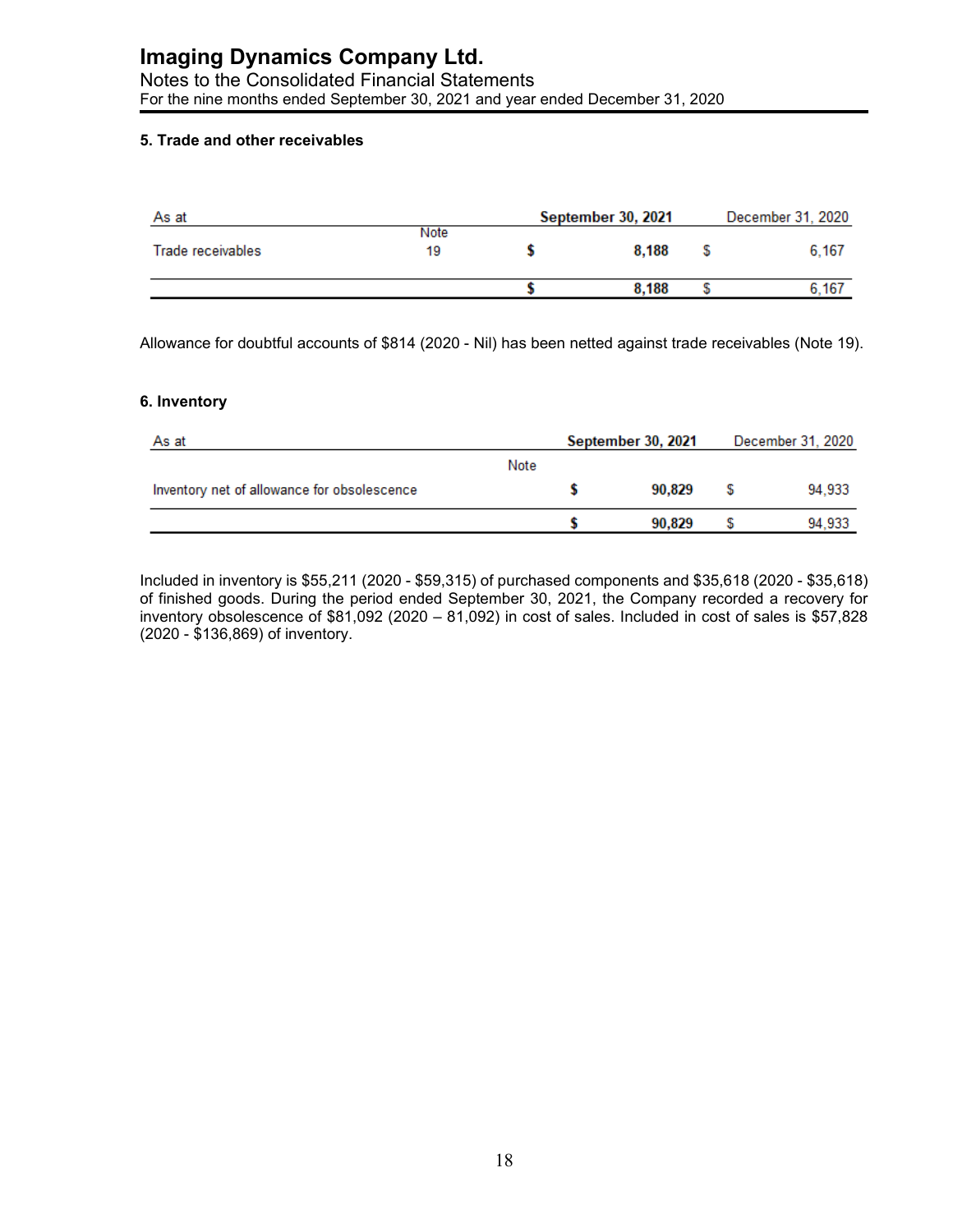### 5. Trade and other receivables

| As at | | September 30, 2021 | December 31, 2020 |
|---|---|---|---|
| | Note | | |
| Trade receivables | 19 | $ 8,188 | $ 6,167 |
| | | $ 8,188 | $ 6,167 |

Allowance for doubtful accounts of $814 (2020 - Nil) has been netted against trade receivables (Note 19).

### 6. Inventory

| As at | | September 30, 2021 | December 31, 2020 |
|---|---|---|---|
| | Note | | |
| Inventory net of allowance for obsolescence | | $ 90,829 | $ 94,933 |
| | | $ 90,829 | $ 94,933 |

Included in inventory is $55,211 (2020 - $59,315) of purchased components and $35,618 (2020 - $35,618) of finished goods. During the period ended September 30, 2021, the Company recorded a recovery for inventory obsolescence of $81,092 (2020 – 81,092) in cost of sales. Included in cost of sales is $57,828 (2020 - $136,869) of inventory.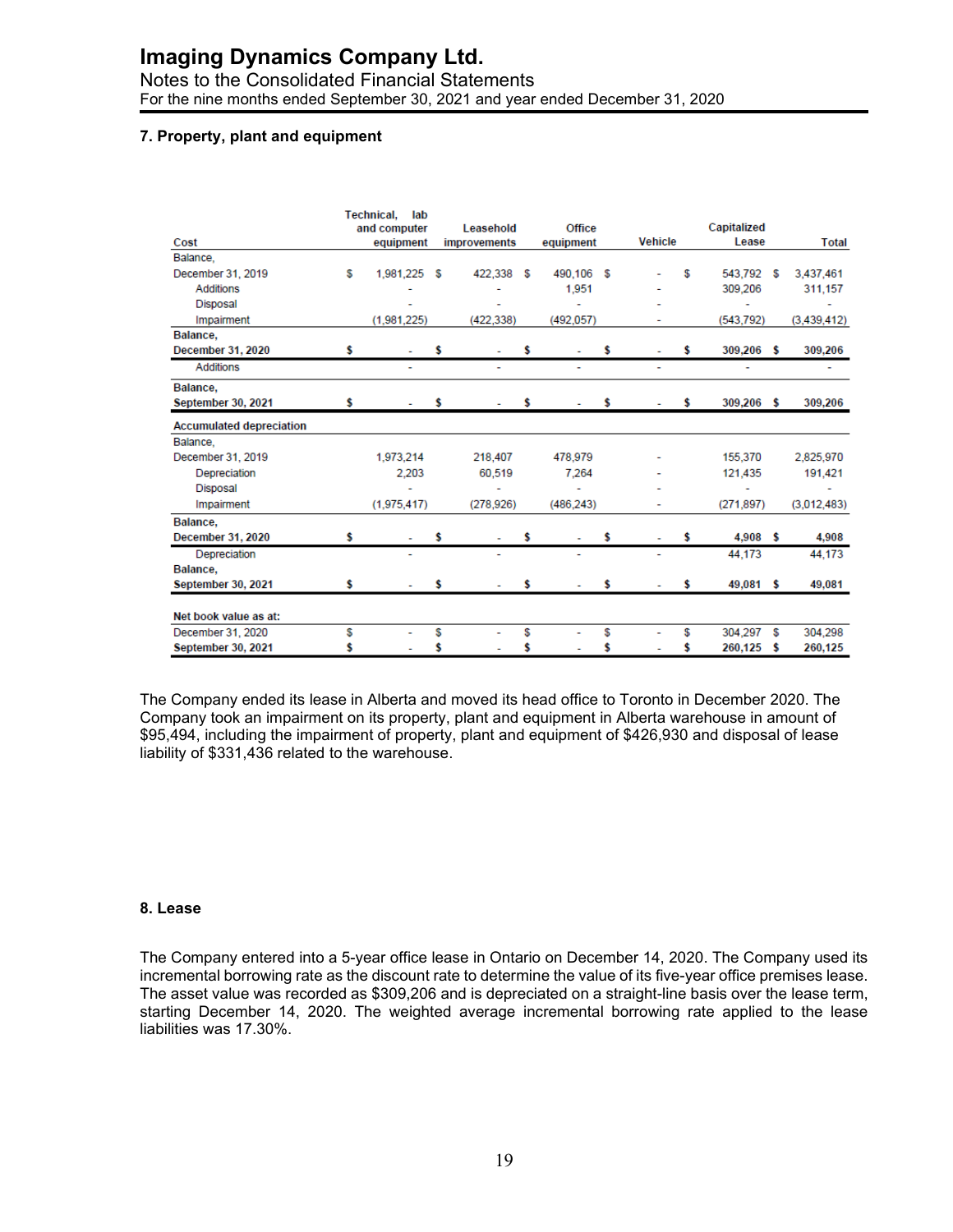### 7. Property, plant and equipment

| Cost | Technical, lab and computer equipment | Leasehold improvements | Office equipment | Vehicle | Capitalized Lease | Total |
|---|---|---|---|---|---|---|
| Balance, December 31, 2019 | $ 1,981,225 | $ 422,338 | $ 490,106 | $ - | $ 543,792 | $ 3,437,461 |
| Additions | - | - | 1,951 | - | 309,206 | 311,157 |
| Disposal | - | - | - | - | - | - |
| Impairment | (1,981,225) | (422,338) | (492,057) | - | (543,792) | (3,439,412) |
| **Balance, December 31, 2020** | **$ -** | **$ -** | **$ -** | **$ -** | **$ 309,206** | **$ 309,206** |
| Additions | - | - | - | - | - | - |
| **Balance, September 30, 2021** | **$ -** | **$ -** | **$ -** | **$ -** | **$ 309,206** | **$ 309,206** |
| **Accumulated depreciation** | | | | | | |
| Balance, December 31, 2019 | 1,973,214 | 218,407 | 478,979 | - | 155,370 | 2,825,970 |
| Depreciation | 2,203 | 60,519 | 7,264 | - | 121,435 | 191,421 |
| Disposal | - | - | - | - | - | - |
| Impairment | (1,975,417) | (278,926) | (486,243) | - | (271,897) | (3,012,483) |
| **Balance, December 31, 2020** | **$ -** | **$ -** | **$ -** | **$ -** | **$ 4,908** | **$ 4,908** |
| Depreciation | - | - | - | - | 44,173 | 44,173 |
| **Balance, September 30, 2021** | **$ -** | **$ -** | **$ -** | **$ -** | **$ 49,081** | **$ 49,081** |
| **Net book value as at:** | | | | | | |
| December 31, 2020 | $ - | $ - | $ - | $ - | $ 304,297 | $ 304,298 |
| **September 30, 2021** | **$ -** | **$ -** | **$ -** | **$ -** | **$ 260,125** | **$ 260,125** |

The Company ended its lease in Alberta and moved its head office to Toronto in December 2020. The Company took an impairment on its property, plant and equipment in Alberta warehouse in amount of $95,494, including the impairment of property, plant and equipment of $426,930 and disposal of lease liability of $331,436 related to the warehouse.

### 8. Lease

The Company entered into a 5-year office lease in Ontario on December 14, 2020. The Company used its incremental borrowing rate as the discount rate to determine the value of its five-year office premises lease. The asset value was recorded as $309,206 and is depreciated on a straight-line basis over the lease term, starting December 14, 2020. The weighted average incremental borrowing rate applied to the lease liabilities was 17.30%.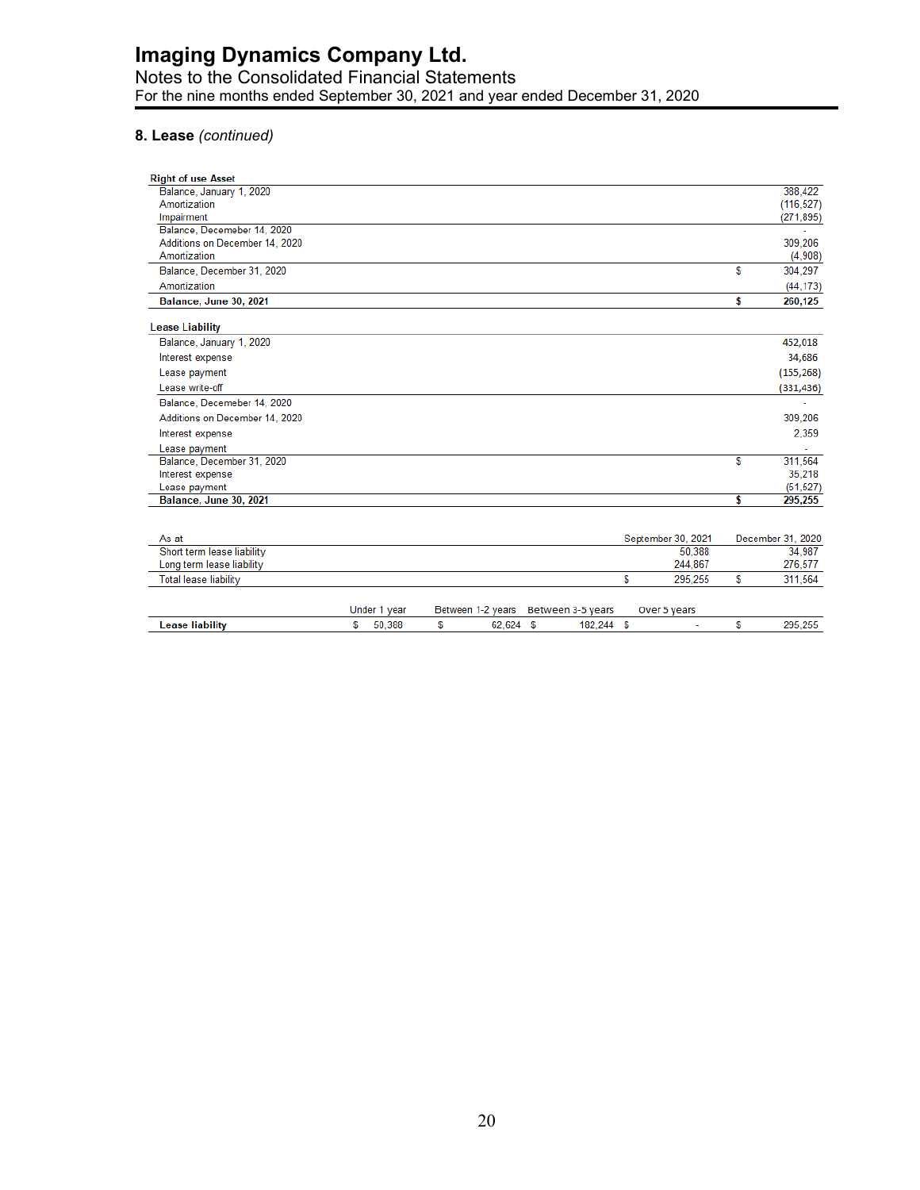## 8. Lease *(continued)*

| Right of use Asset | | |
|---|---|---|
| Balance, January 1, 2020 | | 388,422 |
| Amortization | | (116,527) |
| Impairment | | (271,895) |
| Balance, Decemeber 14, 2020 | | - |
| Additions on December 14, 2020 | | 309,206 |
| Amortization | | (4,908) |
| Balance, December 31, 2020 | $ | 304,297 |
| Amortization | | (44,173) |
| **Balance, June 30, 2021** | **$** | **260,125** |

| Lease Liability | | |
|---|---|---|
| Balance, January 1, 2020 | | 452,018 |
| Interest expense | | 34,686 |
| Lease payment | | (155,268) |
| Lease write-off | | (331,436) |
| Balance, Decemeber 14, 2020 | | - |
| Additions on December 14, 2020 | | 309,206 |
| Interest expense | | 2,359 |
| Lease payment | | - |
| Balance, December 31, 2020 | $ | 311,564 |
| Interest expense | | 35,218 |
| Lease payment | | (51,527) |
| **Balance, June 30, 2021** | **$** | **295,255** |

| As at | September 30, 2021 | December 31, 2020 |
|---|---|---|
| Short term lease liability | 50,388 | 34,987 |
| Long term lease liability | 244,867 | 276,577 |
| Total lease liability | $ 295,255 | $ 311,564 |

| | Under 1 year | Between 1-2 years | Between 3-5 years | Over 5 years | |
|---|---|---|---|---|---|
| **Lease liability** | $ 50,388 | $ 62,624 | $ 182,244 | $ - | $ 295,255 |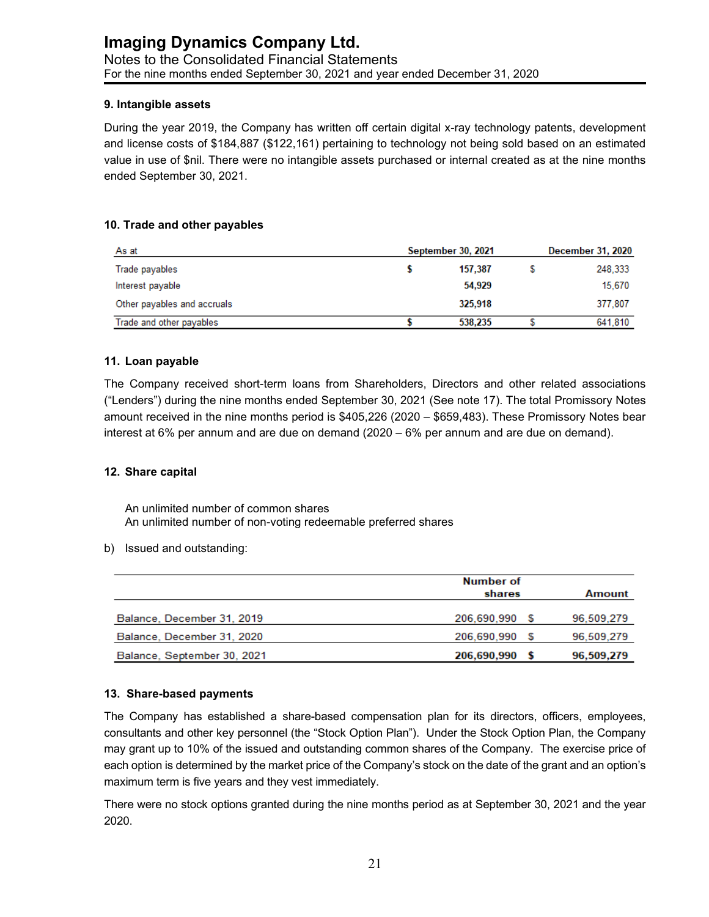# Imaging Dynamics Company Ltd.

Notes to the Consolidated Financial Statements
For the nine months ended September 30, 2021 and year ended December 31, 2020

### 9. Intangible assets

During the year 2019, the Company has written off certain digital x-ray technology patents, development and license costs of $184,887 ($122,161) pertaining to technology not being sold based on an estimated value in use of $nil. There were no intangible assets purchased or internal created as at the nine months ended September 30, 2021.

### 10. Trade and other payables

| As at | | September 30, 2021 | | December 31, 2020 |
|---|---|---|---|---|
| Trade payables | **$** | **157,387** | $ | 248,333 |
| Interest payable | | **54,929** | | 15,670 |
| Other payables and accruals | | **325,918** | | 377,807 |
| Trade and other payables | **$** | **538,235** | $ | 641,810 |

### 11. Loan payable

The Company received short-term loans from Shareholders, Directors and other related associations ("Lenders") during the nine months ended September 30, 2021 (See note 17). The total Promissory Notes amount received in the nine months period is $405,226 (2020 – $659,483). These Promissory Notes bear interest at 6% per annum and are due on demand (2020 – 6% per annum and are due on demand).

### 12. Share capital

An unlimited number of common shares
An unlimited number of non-voting redeemable preferred shares

b) Issued and outstanding:

| | Number of shares | | Amount |
|---|---|---|---|
| Balance, December 31, 2019 | 206,690,990 | $ | 96,509,279 |
| Balance, December 31, 2020 | 206,690,990 | $ | 96,509,279 |
| **Balance, September 30, 2021** | **206,690,990** | **$** | **96,509,279** |

### 13. Share-based payments

The Company has established a share-based compensation plan for its directors, officers, employees, consultants and other key personnel (the "Stock Option Plan"). Under the Stock Option Plan, the Company may grant up to 10% of the issued and outstanding common shares of the Company. The exercise price of each option is determined by the market price of the Company's stock on the date of the grant and an option's maximum term is five years and they vest immediately.

There were no stock options granted during the nine months period as at September 30, 2021 and the year 2020.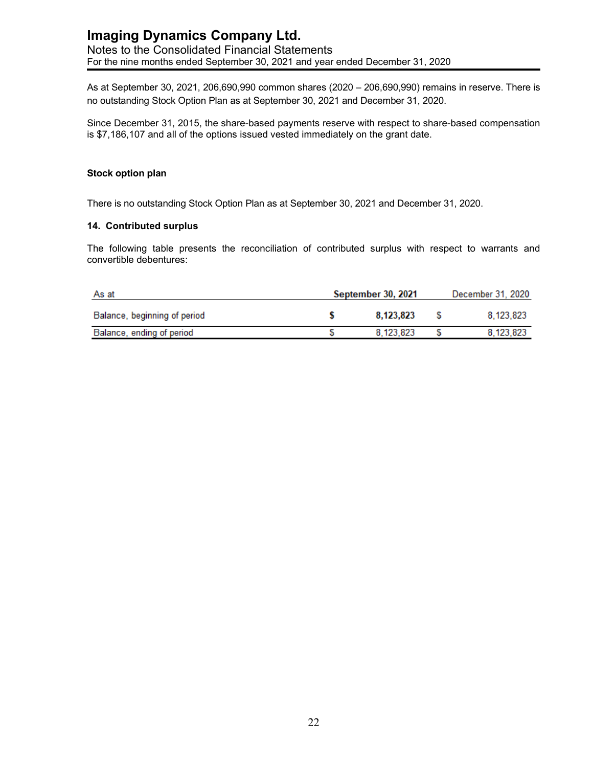As at September 30, 2021, 206,690,990 common shares (2020 – 206,690,990) remains in reserve. There is no outstanding Stock Option Plan as at September 30, 2021 and December 31, 2020.

Since December 31, 2015, the share-based payments reserve with respect to share-based compensation is $7,186,107 and all of the options issued vested immediately on the grant date.

**Stock option plan**

There is no outstanding Stock Option Plan as at September 30, 2021 and December 31, 2020.

### 14. Contributed surplus

The following table presents the reconciliation of contributed surplus with respect to warrants and convertible debentures:

| As at | September 30, 2021 | December 31, 2020 |
|---|---|---|
| Balance, beginning of period | **$ 8,123,823** | $ 8,123,823 |
| Balance, ending of period | $ 8,123,823 | $ 8,123,823 |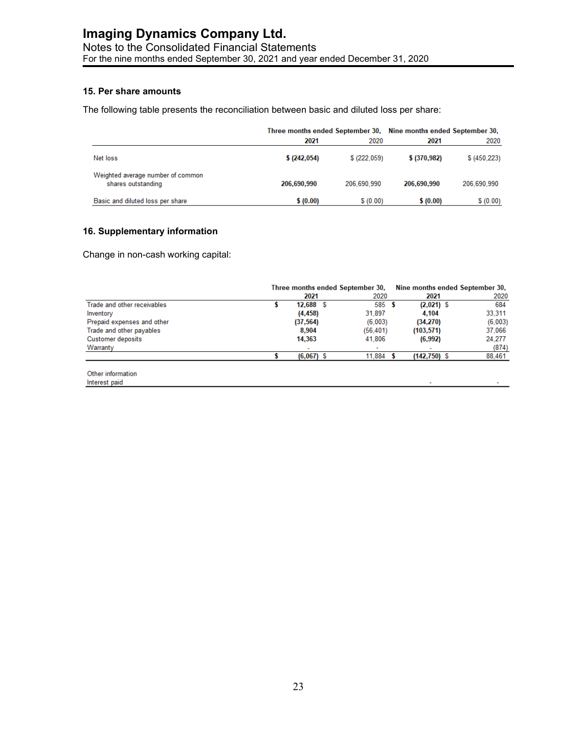## 15. Per share amounts

The following table presents the reconciliation between basic and diluted loss per share:

| | Three months ended September 30, | | Nine months ended September 30, | |
|---|---|---|---|---|
| | **2021** | 2020 | **2021** | 2020 |
| Net loss | **$ (242,054)** | $ (222,059) | **$ (370,982)** | $ (450,223) |
| Weighted average number of common shares outstanding | **206,690,990** | 206,690,990 | **206,690,990** | 206,690,990 |
| Basic and diluted loss per share | **$ (0.00)** | $ (0.00) | **$ (0.00)** | $ (0.00) |

## 16. Supplementary information

Change in non-cash working capital:

| | Three months ended September 30, | | Nine months ended September 30, | |
|---|---|---|---|---|
| | **2021** | 2020 | **2021** | 2020 |
| Trade and other receivables | **$ 12,688** | $ 585 | **$ (2,021)** | $ 684 |
| Inventory | **(4,458)** | 31,897 | **4,104** | 33,311 |
| Prepaid expenses and other | **(37,564)** | (6,003) | **(34,270)** | (6,003) |
| Trade and other payables | **8,904** | (56,401) | **(103,571)** | 37,066 |
| Customer deposits | **14,363** | 41,806 | **(6,992)** | 24,277 |
| Warranty | **-** | - | **-** | (874) |
| | **$ (6,067)** | $ 11,884 | **$ (142,750)** | $ 88,461 |
| | | | | |
| Other information | | | | |
| Interest paid | | | - | - |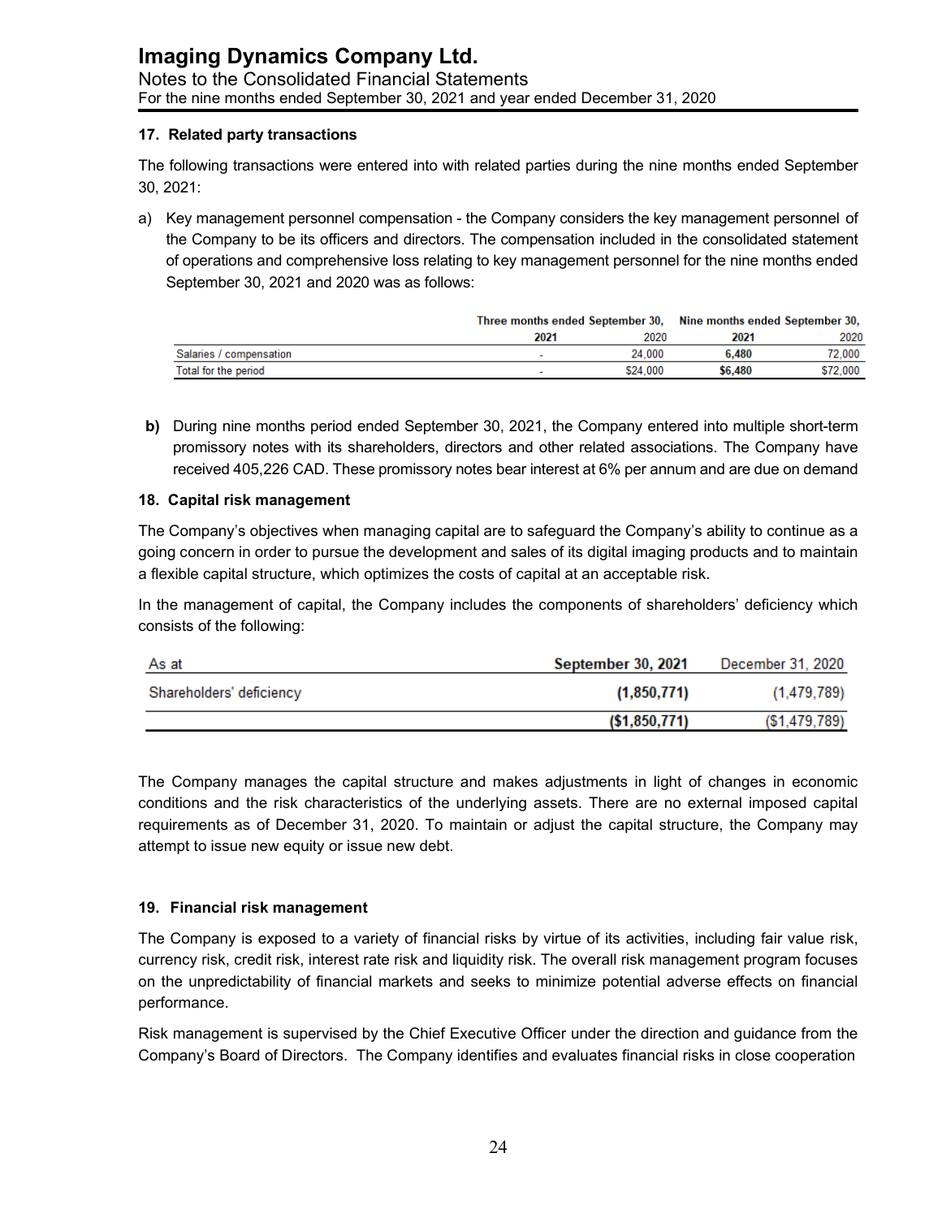### 17. Related party transactions

The following transactions were entered into with related parties during the nine months ended September 30, 2021:

a) Key management personnel compensation - the Company considers the key management personnel of the Company to be its officers and directors. The compensation included in the consolidated statement of operations and comprehensive loss relating to key management personnel for the nine months ended September 30, 2021 and 2020 was as follows:

| | Three months ended September 30, | | Nine months ended September 30, | |
|---|---|---|---|---|
| | **2021** | 2020 | **2021** | 2020 |
| Salaries / compensation | - | 24,000 | **6,480** | 72,000 |
| Total for the period | - | $24,000 | **$6,480** | $72,000 |

**b)** During nine months period ended September 30, 2021, the Company entered into multiple short-term promissory notes with its shareholders, directors and other related associations. The Company have received 405,226 CAD. These promissory notes bear interest at 6% per annum and are due on demand

### 18. Capital risk management

The Company's objectives when managing capital are to safeguard the Company's ability to continue as a going concern in order to pursue the development and sales of its digital imaging products and to maintain a flexible capital structure, which optimizes the costs of capital at an acceptable risk.

In the management of capital, the Company includes the components of shareholders' deficiency which consists of the following:

| As at | **September 30, 2021** | December 31, 2020 |
|---|---|---|
| Shareholders' deficiency | **(1,850,771)** | (1,479,789) |
| | **($1,850,771)** | ($1,479,789) |

The Company manages the capital structure and makes adjustments in light of changes in economic conditions and the risk characteristics of the underlying assets. There are no external imposed capital requirements as of December 31, 2020. To maintain or adjust the capital structure, the Company may attempt to issue new equity or issue new debt.

### 19. Financial risk management

The Company is exposed to a variety of financial risks by virtue of its activities, including fair value risk, currency risk, credit risk, interest rate risk and liquidity risk. The overall risk management program focuses on the unpredictability of financial markets and seeks to minimize potential adverse effects on financial performance.

Risk management is supervised by the Chief Executive Officer under the direction and guidance from the Company's Board of Directors. The Company identifies and evaluates financial risks in close cooperation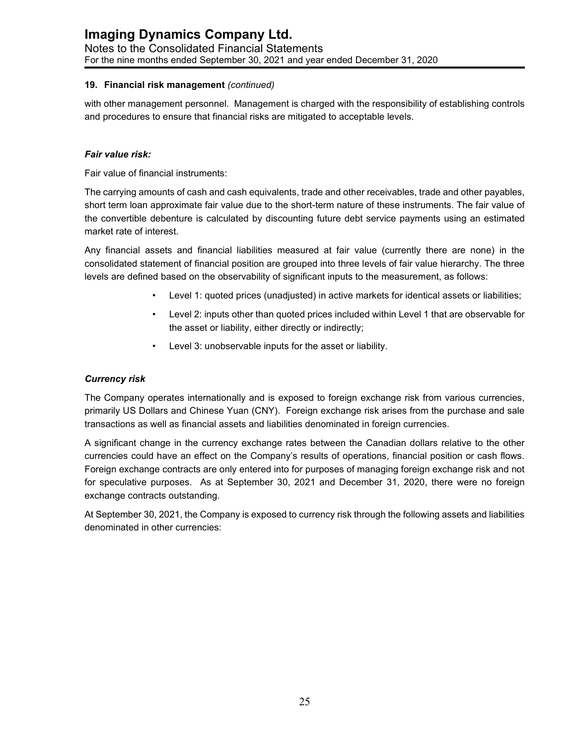## 19. Financial risk management *(continued)*

with other management personnel. Management is charged with the responsibility of establishing controls and procedures to ensure that financial risks are mitigated to acceptable levels.

### *Fair value risk:*

Fair value of financial instruments:

The carrying amounts of cash and cash equivalents, trade and other receivables, trade and other payables, short term loan approximate fair value due to the short-term nature of these instruments. The fair value of the convertible debenture is calculated by discounting future debt service payments using an estimated market rate of interest.

Any financial assets and financial liabilities measured at fair value (currently there are none) in the consolidated statement of financial position are grouped into three levels of fair value hierarchy. The three levels are defined based on the observability of significant inputs to the measurement, as follows:

- Level 1: quoted prices (unadjusted) in active markets for identical assets or liabilities;
- Level 2: inputs other than quoted prices included within Level 1 that are observable for the asset or liability, either directly or indirectly;
- Level 3: unobservable inputs for the asset or liability.

### *Currency risk*

The Company operates internationally and is exposed to foreign exchange risk from various currencies, primarily US Dollars and Chinese Yuan (CNY). Foreign exchange risk arises from the purchase and sale transactions as well as financial assets and liabilities denominated in foreign currencies.

A significant change in the currency exchange rates between the Canadian dollars relative to the other currencies could have an effect on the Company's results of operations, financial position or cash flows. Foreign exchange contracts are only entered into for purposes of managing foreign exchange risk and not for speculative purposes. As at September 30, 2021 and December 31, 2020, there were no foreign exchange contracts outstanding.

At September 30, 2021, the Company is exposed to currency risk through the following assets and liabilities denominated in other currencies: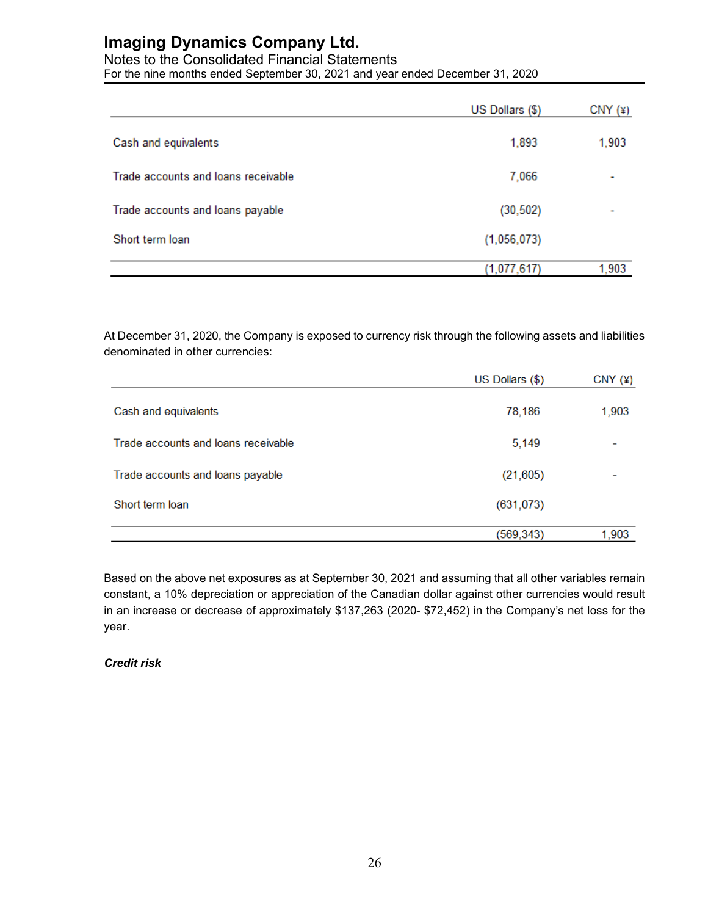| | US Dollars ($) | CNY (¥) |
|---|---|---|
| Cash and equivalents | 1,893 | 1,903 |
| Trade accounts and loans receivable | 7,066 | - |
| Trade accounts and loans payable | (30,502) | - |
| Short term loan | (1,056,073) | |
| | (1,077,617) | 1,903 |

At December 31, 2020, the Company is exposed to currency risk through the following assets and liabilities denominated in other currencies:

| | US Dollars ($) | CNY (¥) |
|---|---|---|
| Cash and equivalents | 78,186 | 1,903 |
| Trade accounts and loans receivable | 5,149 | - |
| Trade accounts and loans payable | (21,605) | - |
| Short term loan | (631,073) | |
| | (569,343) | 1,903 |

Based on the above net exposures as at September 30, 2021 and assuming that all other variables remain constant, a 10% depreciation or appreciation of the Canadian dollar against other currencies would result in an increase or decrease of approximately $137,263 (2020- $72,452) in the Company's net loss for the year.

***Credit risk***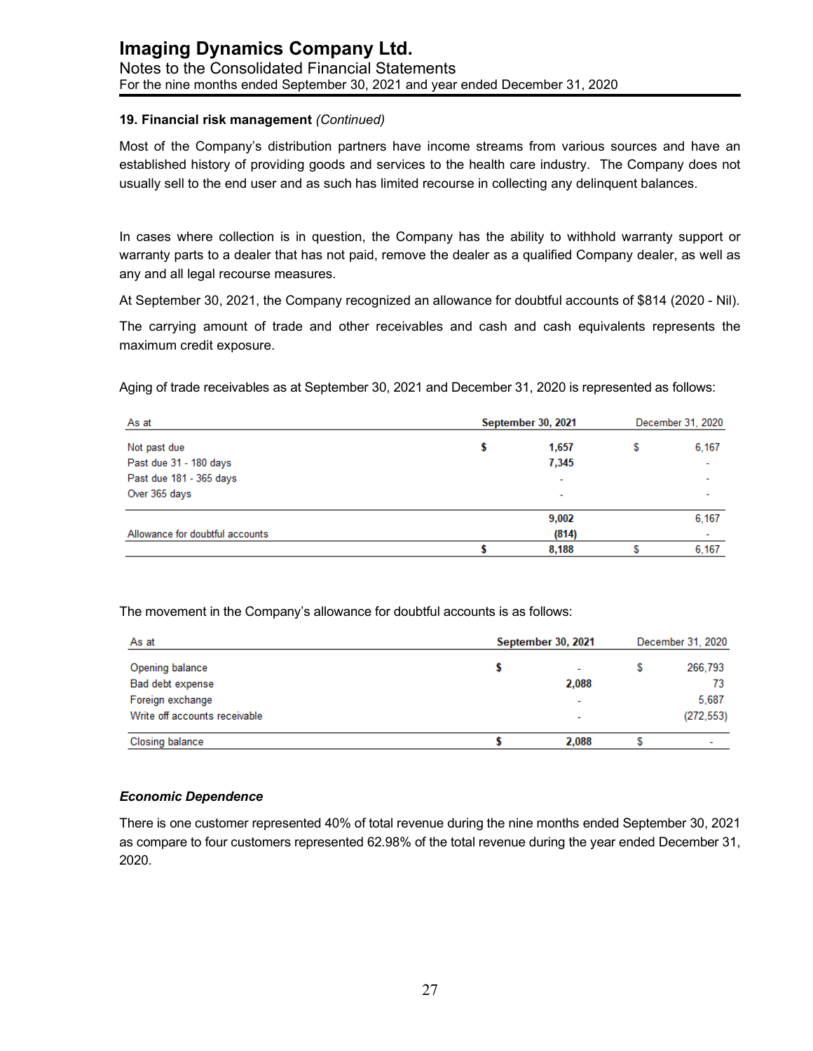**19. Financial risk management** *(Continued)*

Most of the Company's distribution partners have income streams from various sources and have an established history of providing goods and services to the health care industry. The Company does not usually sell to the end user and as such has limited recourse in collecting any delinquent balances.

In cases where collection is in question, the Company has the ability to withhold warranty support or warranty parts to a dealer that has not paid, remove the dealer as a qualified Company dealer, as well as any and all legal recourse measures.

At September 30, 2021, the Company recognized an allowance for doubtful accounts of $814 (2020 - Nil).

The carrying amount of trade and other receivables and cash and cash equivalents represents the maximum credit exposure.

Aging of trade receivables as at September 30, 2021 and December 31, 2020 is represented as follows:

| As at | September 30, 2021 | | December 31, 2020 | |
|---|---|---|---|---|
| Not past due | $ | 1,657 | $ | 6,167 |
| Past due 31 - 180 days | | 7,345 | | - |
| Past due 181 - 365 days | | - | | - |
| Over 365 days | | - | | - |
| | | 9,002 | | 6,167 |
| Allowance for doubtful accounts | | (814) | | - |
| | $ | 8,188 | $ | 6,167 |

The movement in the Company's allowance for doubtful accounts is as follows:

| As at | September 30, 2021 | | December 31, 2020 | |
|---|---|---|---|---|
| Opening balance | $ | - | $ | 266,793 |
| Bad debt expense | | 2,088 | | 73 |
| Foreign exchange | | - | | 5,687 |
| Write off accounts receivable | | - | | (272,553) |
| Closing balance | $ | 2,088 | $ | - |

***Economic Dependence***

There is one customer represented 40% of total revenue during the nine months ended September 30, 2021 as compare to four customers represented 62.98% of the total revenue during the year ended December 31, 2020.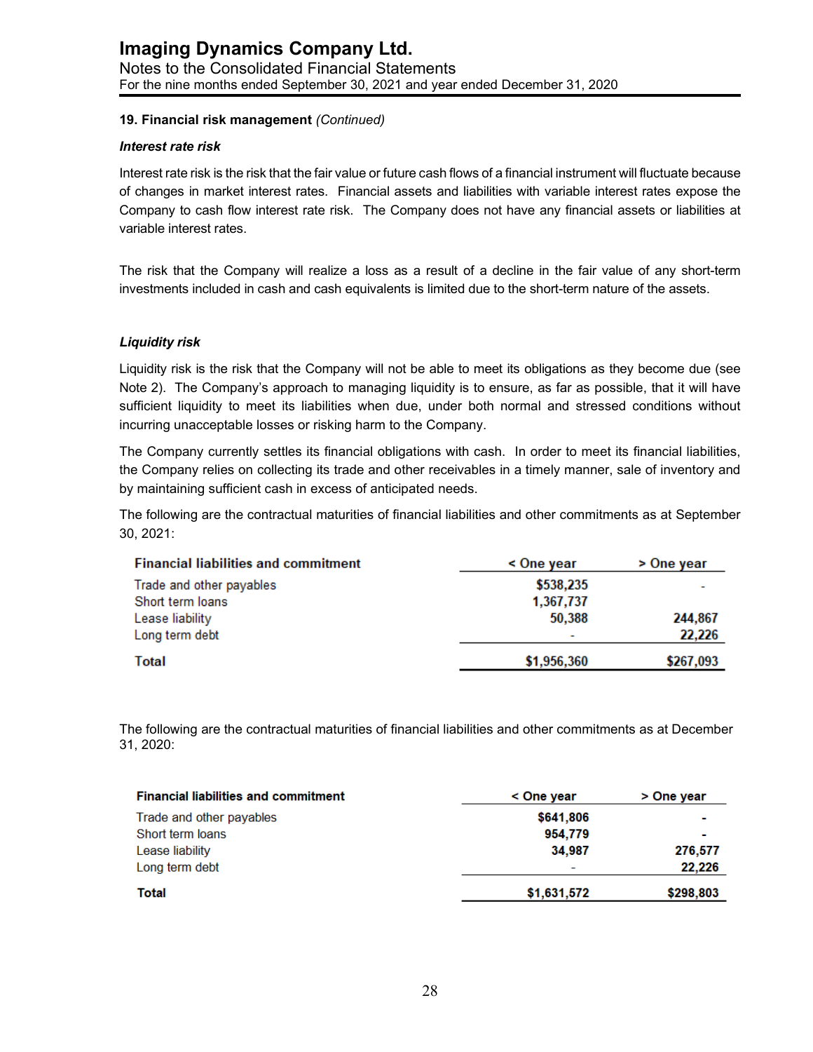### 19. Financial risk management *(Continued)*

#### *Interest rate risk*

Interest rate risk is the risk that the fair value or future cash flows of a financial instrument will fluctuate because of changes in market interest rates. Financial assets and liabilities with variable interest rates expose the Company to cash flow interest rate risk. The Company does not have any financial assets or liabilities at variable interest rates.

The risk that the Company will realize a loss as a result of a decline in the fair value of any short-term investments included in cash and cash equivalents is limited due to the short-term nature of the assets.

#### *Liquidity risk*

Liquidity risk is the risk that the Company will not be able to meet its obligations as they become due (see Note 2). The Company's approach to managing liquidity is to ensure, as far as possible, that it will have sufficient liquidity to meet its liabilities when due, under both normal and stressed conditions without incurring unacceptable losses or risking harm to the Company.

The Company currently settles its financial obligations with cash. In order to meet its financial liabilities, the Company relies on collecting its trade and other receivables in a timely manner, sale of inventory and by maintaining sufficient cash in excess of anticipated needs.

The following are the contractual maturities of financial liabilities and other commitments as at September 30, 2021:

| Financial liabilities and commitment | < One year | > One year |
|---|---|---|
| Trade and other payables | $538,235 | - |
| Short term loans | 1,367,737 | |
| Lease liability | 50,388 | 244,867 |
| Long term debt | - | 22,226 |
| **Total** | **$1,956,360** | **$267,093** |

The following are the contractual maturities of financial liabilities and other commitments as at December 31, 2020:

| Financial liabilities and commitment | < One year | > One year |
|---|---|---|
| Trade and other payables | $641,806 | - |
| Short term loans | 954,779 | - |
| Lease liability | 34,987 | 276,577 |
| Long term debt | - | 22,226 |
| **Total** | **$1,631,572** | **$298,803** |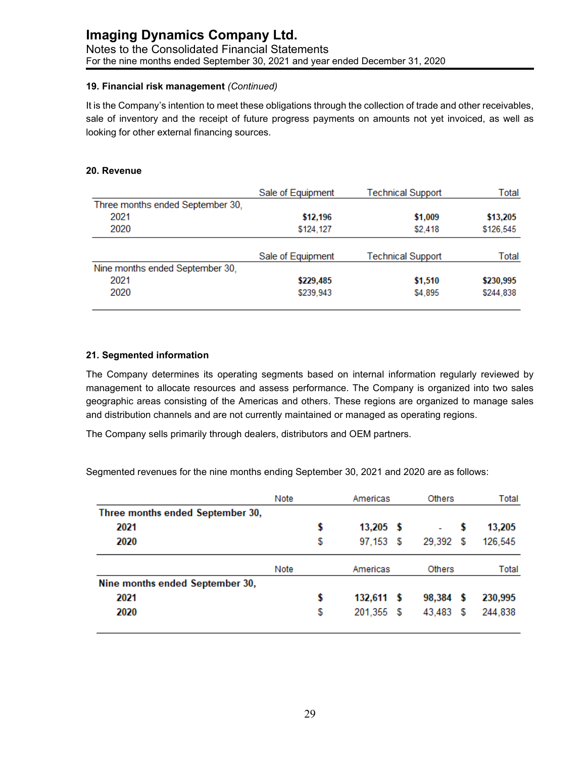### 19. Financial risk management *(Continued)*

It is the Company's intention to meet these obligations through the collection of trade and other receivables, sale of inventory and the receipt of future progress payments on amounts not yet invoiced, as well as looking for other external financing sources.

### 20. Revenue

| | Sale of Equipment | Technical Support | Total |
|---|---|---|---|
| Three months ended September 30, | | | |
| 2021 | **$12,196** | **$1,009** | **$13,205** |
| 2020 | $124,127 | $2,418 | $126,545 |

| | Sale of Equipment | Technical Support | Total |
|---|---|---|---|
| Nine months ended September 30, | | | |
| 2021 | **$229,485** | **$1,510** | **$230,995** |
| 2020 | $239,943 | $4,895 | $244,838 |

### 21. Segmented information

The Company determines its operating segments based on internal information regularly reviewed by management to allocate resources and assess performance. The Company is organized into two sales geographic areas consisting of the Americas and others. These regions are organized to manage sales and distribution channels and are not currently maintained or managed as operating regions.

The Company sells primarily through dealers, distributors and OEM partners.

Segmented revenues for the nine months ending September 30, 2021 and 2020 are as follows:

| | Note | Americas | Others | Total |
|---|---|---|---|---|
| **Three months ended September 30,** | | | | |
| **2021** | | **$ 13,205** | **$ -** | **$ 13,205** |
| **2020** | | $ 97,153 | $ 29,392 | $ 126,545 |

| | Note | Americas | Others | Total |
|---|---|---|---|---|
| **Nine months ended September 30,** | | | | |
| **2021** | | **$ 132,611** | **$ 98,384** | **$ 230,995** |
| **2020** | | $ 201,355 | $ 43,483 | $ 244,838 |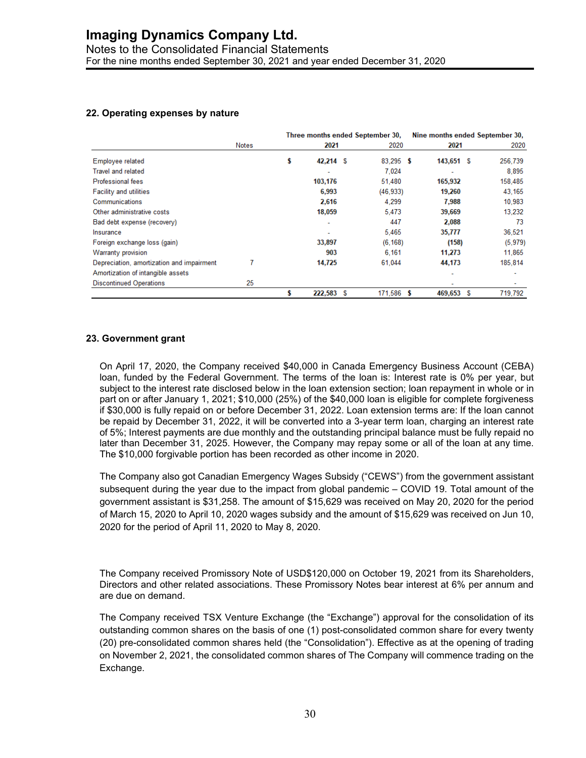## 22. Operating expenses by nature

| | Notes | Three months ended September 30, 2021 | Three months ended September 30, 2020 | Nine months ended September 30, 2021 | Nine months ended September 30, 2020 |
|---|---|---|---|---|---|
| Employee related | | $ 42,214 | $ 83,295 | $ 143,651 | $ 256,739 |
| Travel and related | | - | 7,024 | - | 8,895 |
| Professional fees | | 103,176 | 51,480 | 165,932 | 158,485 |
| Facility and utilities | | 6,993 | (46,933) | 19,260 | 43,165 |
| Communications | | 2,616 | 4,299 | 7,988 | 10,983 |
| Other administrative costs | | 18,059 | 5,473 | 39,669 | 13,232 |
| Bad debt expense (recovery) | | - | 447 | 2,088 | 73 |
| Insurance | | - | 5,465 | 35,777 | 36,521 |
| Foreign exchange loss (gain) | | 33,897 | (6,168) | (158) | (5,979) |
| Warranty provision | | 903 | 6,161 | 11,273 | 11,865 |
| Depreciation, amortization and impairment | 7 | 14,725 | 61,044 | 44,173 | 185,814 |
| Amortization of intangible assets | | | | - | - |
| Discontinued Operations | 25 | | | - | - |
| | | $ 222,583 | $ 171,586 | $ 469,653 | $ 719,792 |

## 23. Government grant

On April 17, 2020, the Company received $40,000 in Canada Emergency Business Account (CEBA) loan, funded by the Federal Government. The terms of the loan is: Interest rate is 0% per year, but subject to the interest rate disclosed below in the loan extension section; loan repayment in whole or in part on or after January 1, 2021; $10,000 (25%) of the $40,000 loan is eligible for complete forgiveness if $30,000 is fully repaid on or before December 31, 2022. Loan extension terms are: If the loan cannot be repaid by December 31, 2022, it will be converted into a 3-year term loan, charging an interest rate of 5%; Interest payments are due monthly and the outstanding principal balance must be fully repaid no later than December 31, 2025. However, the Company may repay some or all of the loan at any time. The $10,000 forgivable portion has been recorded as other income in 2020.

The Company also got Canadian Emergency Wages Subsidy ("CEWS") from the government assistant subsequent during the year due to the impact from global pandemic – COVID 19. Total amount of the government assistant is $31,258. The amount of $15,629 was received on May 20, 2020 for the period of March 15, 2020 to April 10, 2020 wages subsidy and the amount of $15,629 was received on Jun 10, 2020 for the period of April 11, 2020 to May 8, 2020.

The Company received Promissory Note of USD$120,000 on October 19, 2021 from its Shareholders, Directors and other related associations. These Promissory Notes bear interest at 6% per annum and are due on demand.

The Company received TSX Venture Exchange (the "Exchange") approval for the consolidation of its outstanding common shares on the basis of one (1) post-consolidated common share for every twenty (20) pre-consolidated common shares held (the "Consolidation"). Effective as at the opening of trading on November 2, 2021, the consolidated common shares of The Company will commence trading on the Exchange.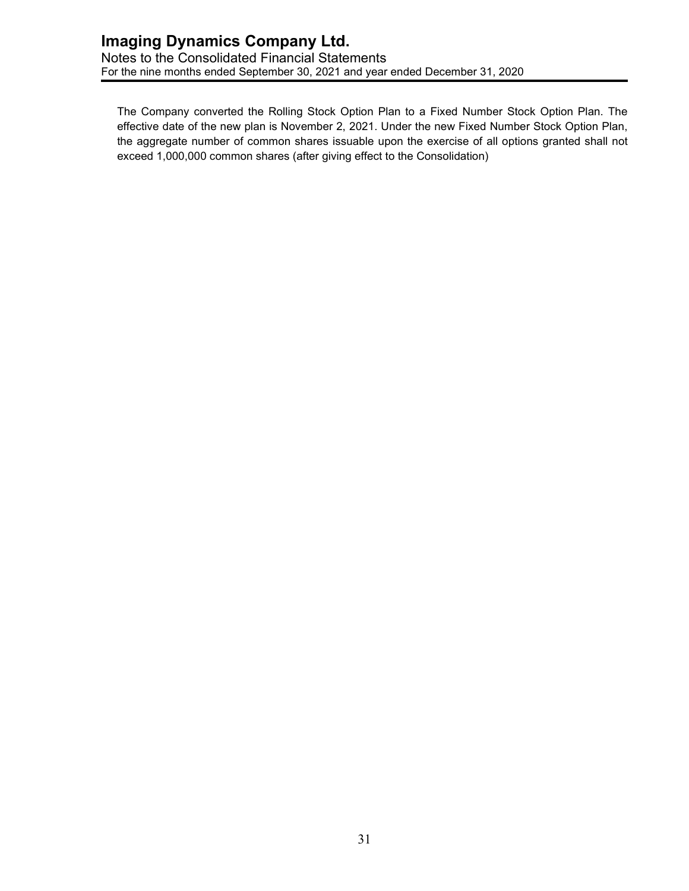The Company converted the Rolling Stock Option Plan to a Fixed Number Stock Option Plan. The effective date of the new plan is November 2, 2021. Under the new Fixed Number Stock Option Plan, the aggregate number of common shares issuable upon the exercise of all options granted shall not exceed 1,000,000 common shares (after giving effect to the Consolidation)